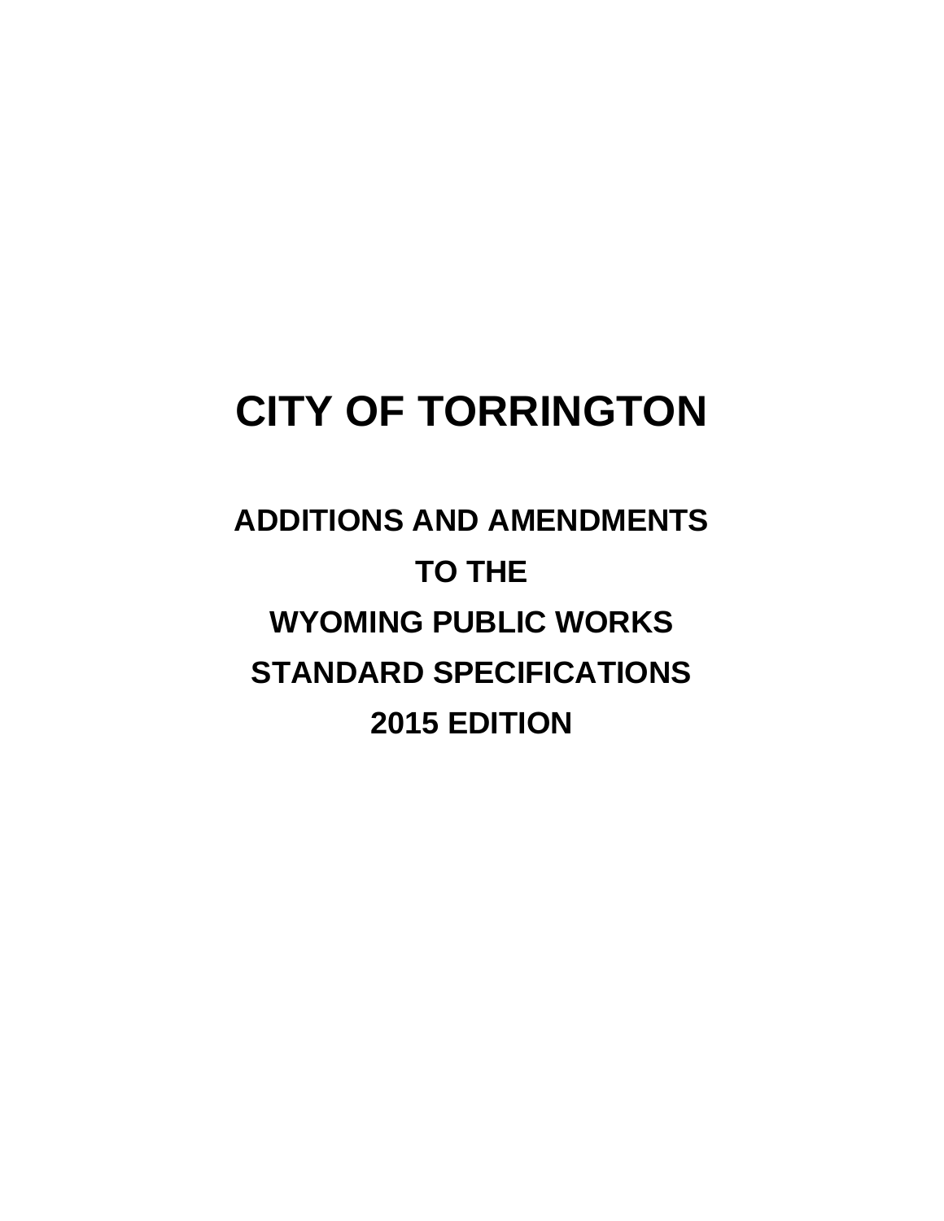# CITY OF TORRINGTON

## ADDITIONS AND AMENDMENTS

## TO THE

## WYOMING PUBLIC WORKS

## STANDARD SPECIFICATIONS

## 2015 EDITION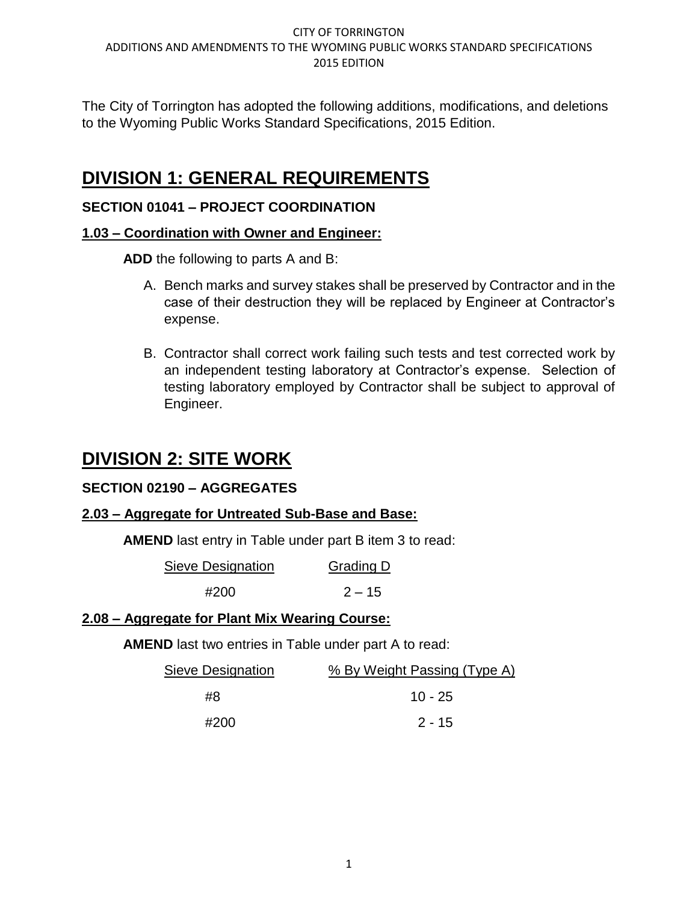The City of Torrington has adopted the following additions, modifications, and deletions to the Wyoming Public Works Standard Specifications, 2015 Edition.

# DIVISION 1: GENERAL REQUIREMENTS

### SECTION 01041 – PROJECT COORDINATION

#### 1.03 – Coordination with Owner and Engineer:

**ADD** the following to parts A and B:

A. Bench marks and survey stakes shall be preserved by Contractor and in the case of their destruction they will be replaced by Engineer at Contractor's expense.

B. Contractor shall correct work failing such tests and test corrected work by an independent testing laboratory at Contractor's expense. Selection of testing laboratory employed by Contractor shall be subject to approval of Engineer.

# DIVISION 2: SITE WORK

### SECTION 02190 – AGGREGATES

#### 2.03 – Aggregate for Untreated Sub-Base and Base:

**AMEND** last entry in Table under part B item 3 to read:

| Sieve Designation | Grading D |
|---|---|
| #200 | 2 – 15 |

#### 2.08 – Aggregate for Plant Mix Wearing Course:

**AMEND** last two entries in Table under part A to read:

| Sieve Designation | % By Weight Passing (Type A) |
|---|---|
| #8 | 10 - 25 |
| #200 | 2 - 15 |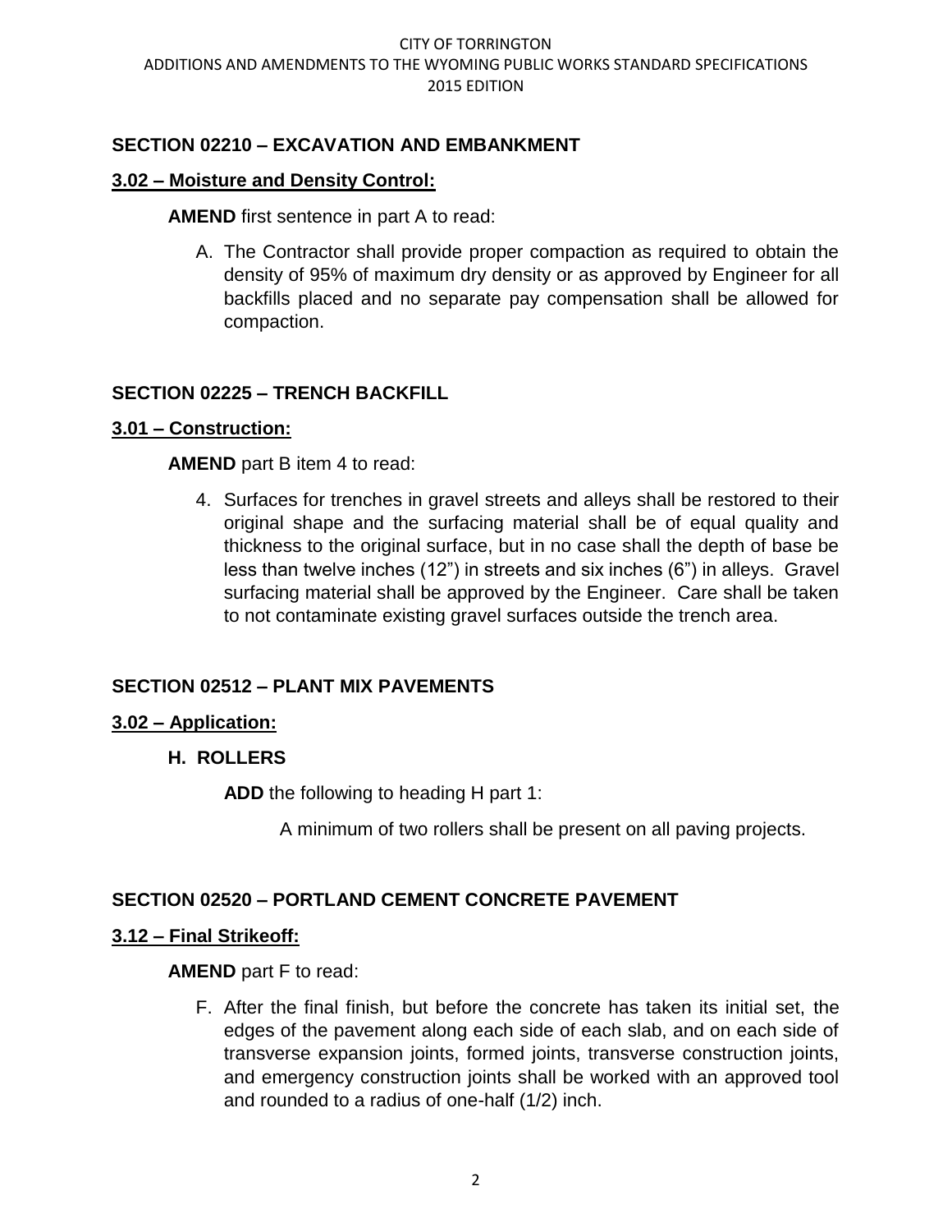## SECTION 02210 – EXCAVATION AND EMBANKMENT

### 3.02 – Moisture and Density Control:

**AMEND** first sentence in part A to read:

A. The Contractor shall provide proper compaction as required to obtain the density of 95% of maximum dry density or as approved by Engineer for all backfills placed and no separate pay compensation shall be allowed for compaction.

## SECTION 02225 – TRENCH BACKFILL

### 3.01 – Construction:

**AMEND** part B item 4 to read:

4. Surfaces for trenches in gravel streets and alleys shall be restored to their original shape and the surfacing material shall be of equal quality and thickness to the original surface, but in no case shall the depth of base be less than twelve inches (12") in streets and six inches (6") in alleys. Gravel surfacing material shall be approved by the Engineer. Care shall be taken to not contaminate existing gravel surfaces outside the trench area.

## SECTION 02512 – PLANT MIX PAVEMENTS

### 3.02 – Application:

#### H. ROLLERS

**ADD** the following to heading H part 1:

A minimum of two rollers shall be present on all paving projects.

## SECTION 02520 – PORTLAND CEMENT CONCRETE PAVEMENT

### 3.12 – Final Strikeoff:

**AMEND** part F to read:

F. After the final finish, but before the concrete has taken its initial set, the edges of the pavement along each side of each slab, and on each side of transverse expansion joints, formed joints, transverse construction joints, and emergency construction joints shall be worked with an approved tool and rounded to a radius of one-half (1/2) inch.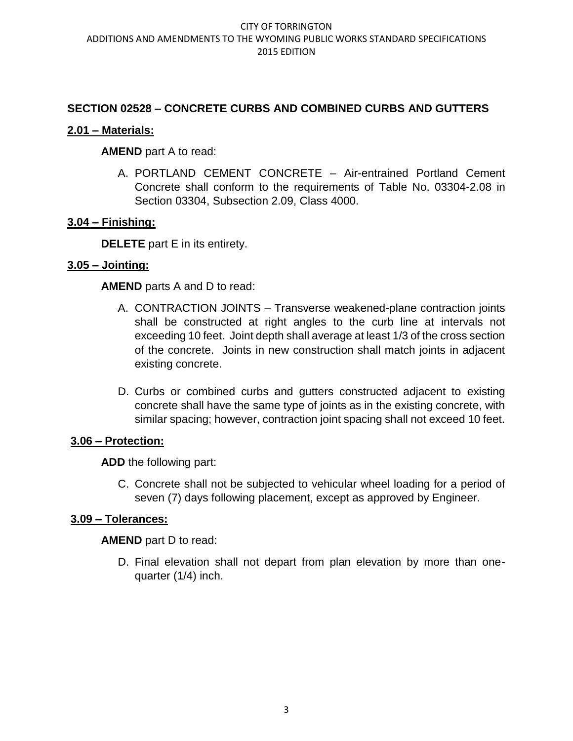## SECTION 02528 – CONCRETE CURBS AND COMBINED CURBS AND GUTTERS

### 2.01 – Materials:

**AMEND** part A to read:

A. PORTLAND CEMENT CONCRETE – Air-entrained Portland Cement Concrete shall conform to the requirements of Table No. 03304-2.08 in Section 03304, Subsection 2.09, Class 4000.

### 3.04 – Finishing:

**DELETE** part E in its entirety.

### 3.05 – Jointing:

**AMEND** parts A and D to read:

A. CONTRACTION JOINTS – Transverse weakened-plane contraction joints shall be constructed at right angles to the curb line at intervals not exceeding 10 feet. Joint depth shall average at least 1/3 of the cross section of the concrete. Joints in new construction shall match joints in adjacent existing concrete.

D. Curbs or combined curbs and gutters constructed adjacent to existing concrete shall have the same type of joints as in the existing concrete, with similar spacing; however, contraction joint spacing shall not exceed 10 feet.

### 3.06 – Protection:

**ADD** the following part:

C. Concrete shall not be subjected to vehicular wheel loading for a period of seven (7) days following placement, except as approved by Engineer.

### 3.09 – Tolerances:

**AMEND** part D to read:

D. Final elevation shall not depart from plan elevation by more than one-quarter (1/4) inch.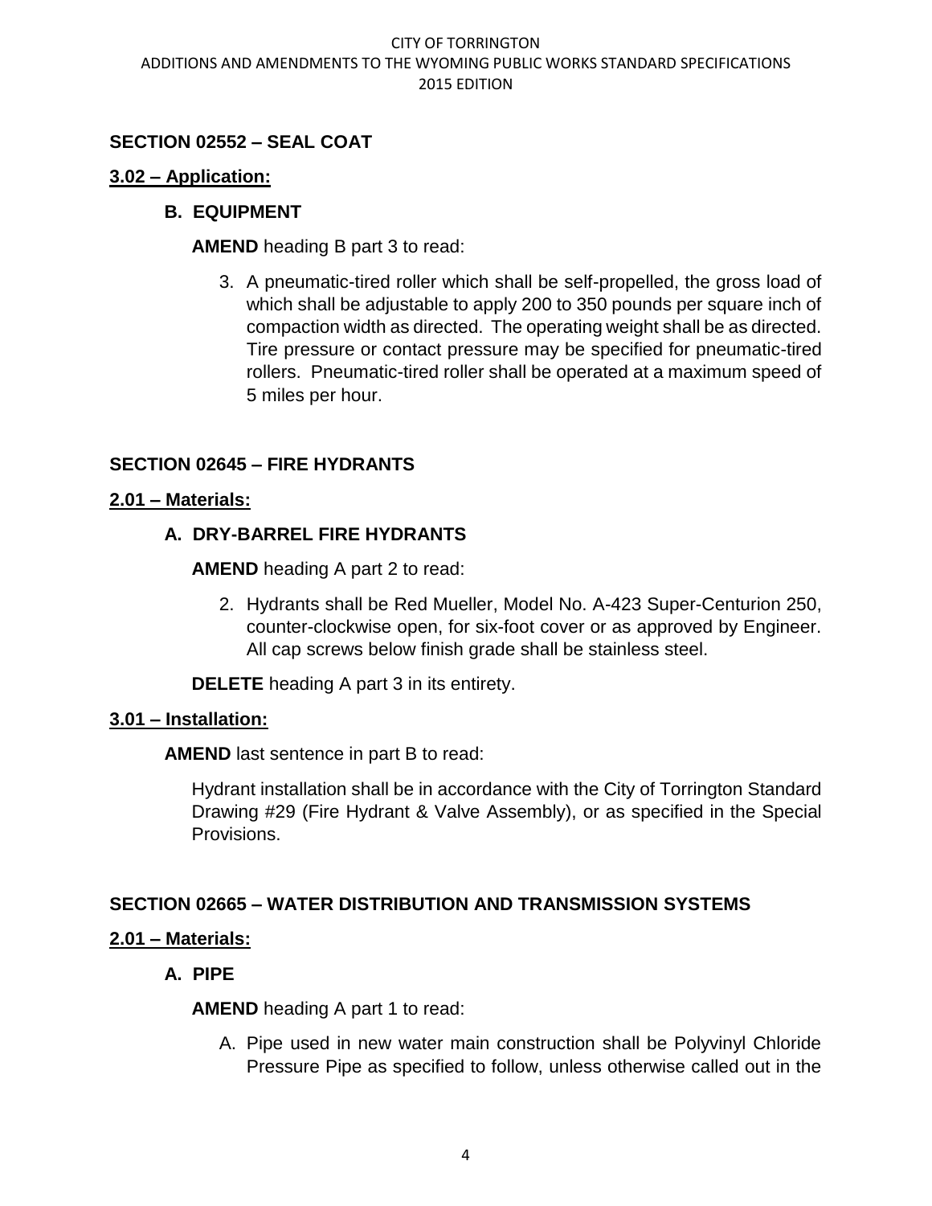## SECTION 02552 – SEAL COAT

### 3.02 – Application:

#### B. EQUIPMENT

**AMEND** heading B part 3 to read:

3. A pneumatic-tired roller which shall be self-propelled, the gross load of which shall be adjustable to apply 200 to 350 pounds per square inch of compaction width as directed. The operating weight shall be as directed. Tire pressure or contact pressure may be specified for pneumatic-tired rollers. Pneumatic-tired roller shall be operated at a maximum speed of 5 miles per hour.

## SECTION 02645 – FIRE HYDRANTS

### 2.01 – Materials:

#### A. DRY-BARREL FIRE HYDRANTS

**AMEND** heading A part 2 to read:

2. Hydrants shall be Red Mueller, Model No. A-423 Super-Centurion 250, counter-clockwise open, for six-foot cover or as approved by Engineer. All cap screws below finish grade shall be stainless steel.

**DELETE** heading A part 3 in its entirety.

### 3.01 – Installation:

**AMEND** last sentence in part B to read:

Hydrant installation shall be in accordance with the City of Torrington Standard Drawing #29 (Fire Hydrant & Valve Assembly), or as specified in the Special Provisions.

## SECTION 02665 – WATER DISTRIBUTION AND TRANSMISSION SYSTEMS

### 2.01 – Materials:

#### A. PIPE

**AMEND** heading A part 1 to read:

A. Pipe used in new water main construction shall be Polyvinyl Chloride Pressure Pipe as specified to follow, unless otherwise called out in the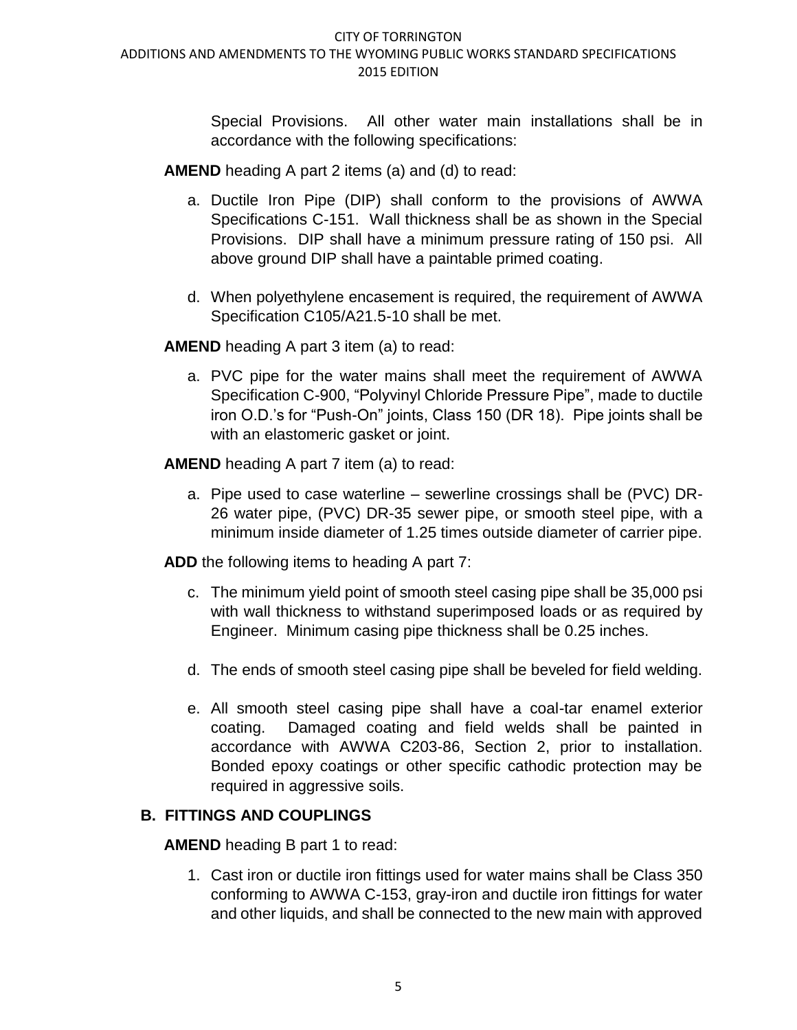Special Provisions. All other water main installations shall be in accordance with the following specifications:

**AMEND** heading A part 2 items (a) and (d) to read:

a. Ductile Iron Pipe (DIP) shall conform to the provisions of AWWA Specifications C-151. Wall thickness shall be as shown in the Special Provisions. DIP shall have a minimum pressure rating of 150 psi. All above ground DIP shall have a paintable primed coating.

d. When polyethylene encasement is required, the requirement of AWWA Specification C105/A21.5-10 shall be met.

**AMEND** heading A part 3 item (a) to read:

a. PVC pipe for the water mains shall meet the requirement of AWWA Specification C-900, "Polyvinyl Chloride Pressure Pipe", made to ductile iron O.D.'s for "Push-On" joints, Class 150 (DR 18). Pipe joints shall be with an elastomeric gasket or joint.

**AMEND** heading A part 7 item (a) to read:

a. Pipe used to case waterline – sewerline crossings shall be (PVC) DR-26 water pipe, (PVC) DR-35 sewer pipe, or smooth steel pipe, with a minimum inside diameter of 1.25 times outside diameter of carrier pipe.

**ADD** the following items to heading A part 7:

c. The minimum yield point of smooth steel casing pipe shall be 35,000 psi with wall thickness to withstand superimposed loads or as required by Engineer. Minimum casing pipe thickness shall be 0.25 inches.

d. The ends of smooth steel casing pipe shall be beveled for field welding.

e. All smooth steel casing pipe shall have a coal-tar enamel exterior coating. Damaged coating and field welds shall be painted in accordance with AWWA C203-86, Section 2, prior to installation. Bonded epoxy coatings or other specific cathodic protection may be required in aggressive soils.

## B. FITTINGS AND COUPLINGS

**AMEND** heading B part 1 to read:

1. Cast iron or ductile iron fittings used for water mains shall be Class 350 conforming to AWWA C-153, gray-iron and ductile iron fittings for water and other liquids, and shall be connected to the new main with approved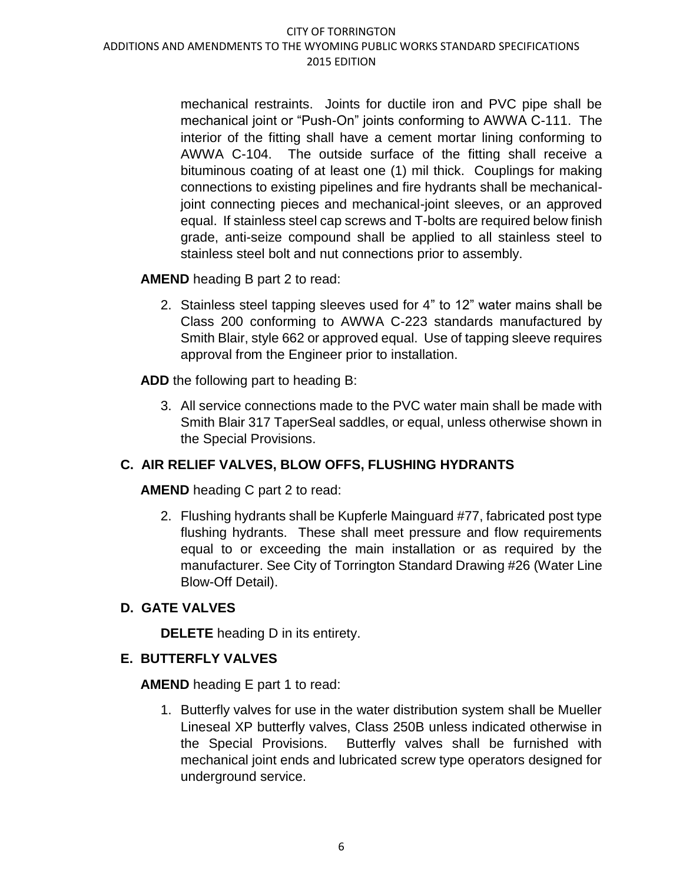mechanical restraints. Joints for ductile iron and PVC pipe shall be mechanical joint or "Push-On" joints conforming to AWWA C-111. The interior of the fitting shall have a cement mortar lining conforming to AWWA C-104. The outside surface of the fitting shall receive a bituminous coating of at least one (1) mil thick. Couplings for making connections to existing pipelines and fire hydrants shall be mechanical-joint connecting pieces and mechanical-joint sleeves, or an approved equal. If stainless steel cap screws and T-bolts are required below finish grade, anti-seize compound shall be applied to all stainless steel to stainless steel bolt and nut connections prior to assembly.

**AMEND** heading B part 2 to read:

2. Stainless steel tapping sleeves used for 4" to 12" water mains shall be Class 200 conforming to AWWA C-223 standards manufactured by Smith Blair, style 662 or approved equal. Use of tapping sleeve requires approval from the Engineer prior to installation.

**ADD** the following part to heading B:

3. All service connections made to the PVC water main shall be made with Smith Blair 317 TaperSeal saddles, or equal, unless otherwise shown in the Special Provisions.

## C. AIR RELIEF VALVES, BLOW OFFS, FLUSHING HYDRANTS

**AMEND** heading C part 2 to read:

2. Flushing hydrants shall be Kupferle Mainguard #77, fabricated post type flushing hydrants. These shall meet pressure and flow requirements equal to or exceeding the main installation or as required by the manufacturer. See City of Torrington Standard Drawing #26 (Water Line Blow-Off Detail).

## D. GATE VALVES

**DELETE** heading D in its entirety.

## E. BUTTERFLY VALVES

**AMEND** heading E part 1 to read:

1. Butterfly valves for use in the water distribution system shall be Mueller Lineseal XP butterfly valves, Class 250B unless indicated otherwise in the Special Provisions. Butterfly valves shall be furnished with mechanical joint ends and lubricated screw type operators designed for underground service.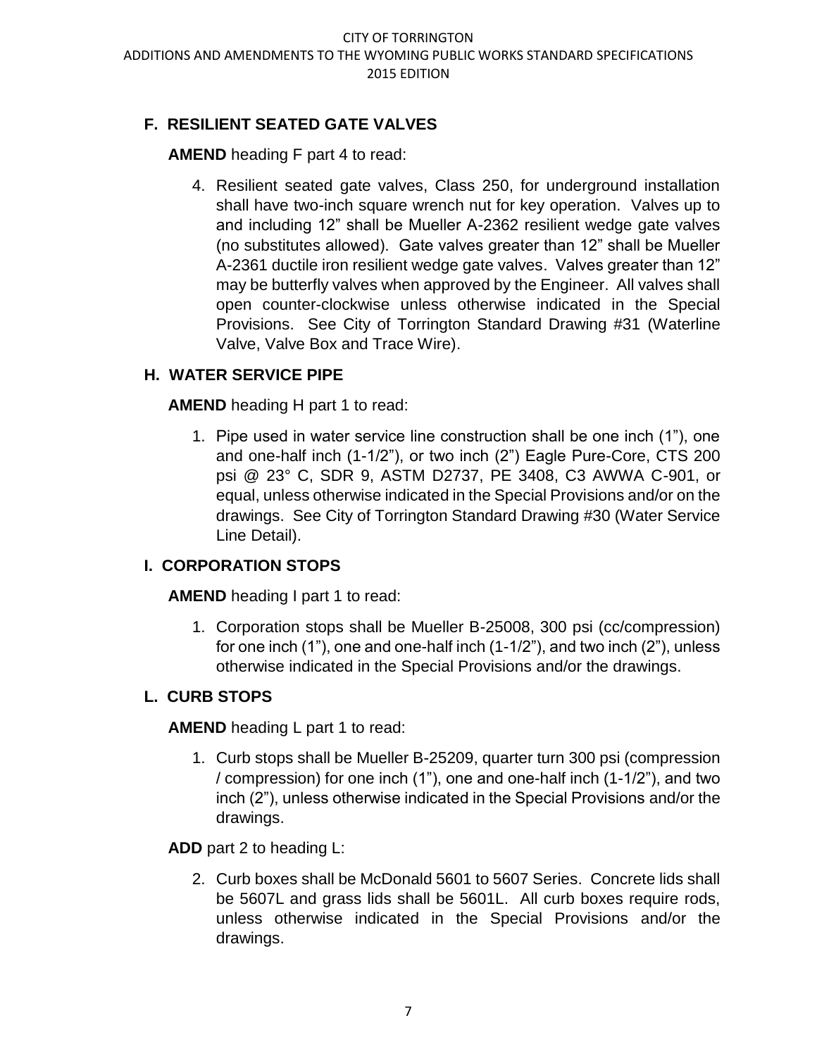## F. RESILIENT SEATED GATE VALVES

**AMEND** heading F part 4 to read:

4. Resilient seated gate valves, Class 250, for underground installation shall have two-inch square wrench nut for key operation. Valves up to and including 12" shall be Mueller A-2362 resilient wedge gate valves (no substitutes allowed). Gate valves greater than 12" shall be Mueller A-2361 ductile iron resilient wedge gate valves. Valves greater than 12" may be butterfly valves when approved by the Engineer. All valves shall open counter-clockwise unless otherwise indicated in the Special Provisions. See City of Torrington Standard Drawing #31 (Waterline Valve, Valve Box and Trace Wire).

## H. WATER SERVICE PIPE

**AMEND** heading H part 1 to read:

1. Pipe used in water service line construction shall be one inch (1"), one and one-half inch (1-1/2"), or two inch (2") Eagle Pure-Core, CTS 200 psi @ 23° C, SDR 9, ASTM D2737, PE 3408, C3 AWWA C-901, or equal, unless otherwise indicated in the Special Provisions and/or on the drawings. See City of Torrington Standard Drawing #30 (Water Service Line Detail).

## I. CORPORATION STOPS

**AMEND** heading I part 1 to read:

1. Corporation stops shall be Mueller B-25008, 300 psi (cc/compression) for one inch (1"), one and one-half inch (1-1/2"), and two inch (2"), unless otherwise indicated in the Special Provisions and/or the drawings.

## L. CURB STOPS

**AMEND** heading L part 1 to read:

1. Curb stops shall be Mueller B-25209, quarter turn 300 psi (compression / compression) for one inch (1"), one and one-half inch (1-1/2"), and two inch (2"), unless otherwise indicated in the Special Provisions and/or the drawings.

**ADD** part 2 to heading L:

2. Curb boxes shall be McDonald 5601 to 5607 Series. Concrete lids shall be 5607L and grass lids shall be 5601L. All curb boxes require rods, unless otherwise indicated in the Special Provisions and/or the drawings.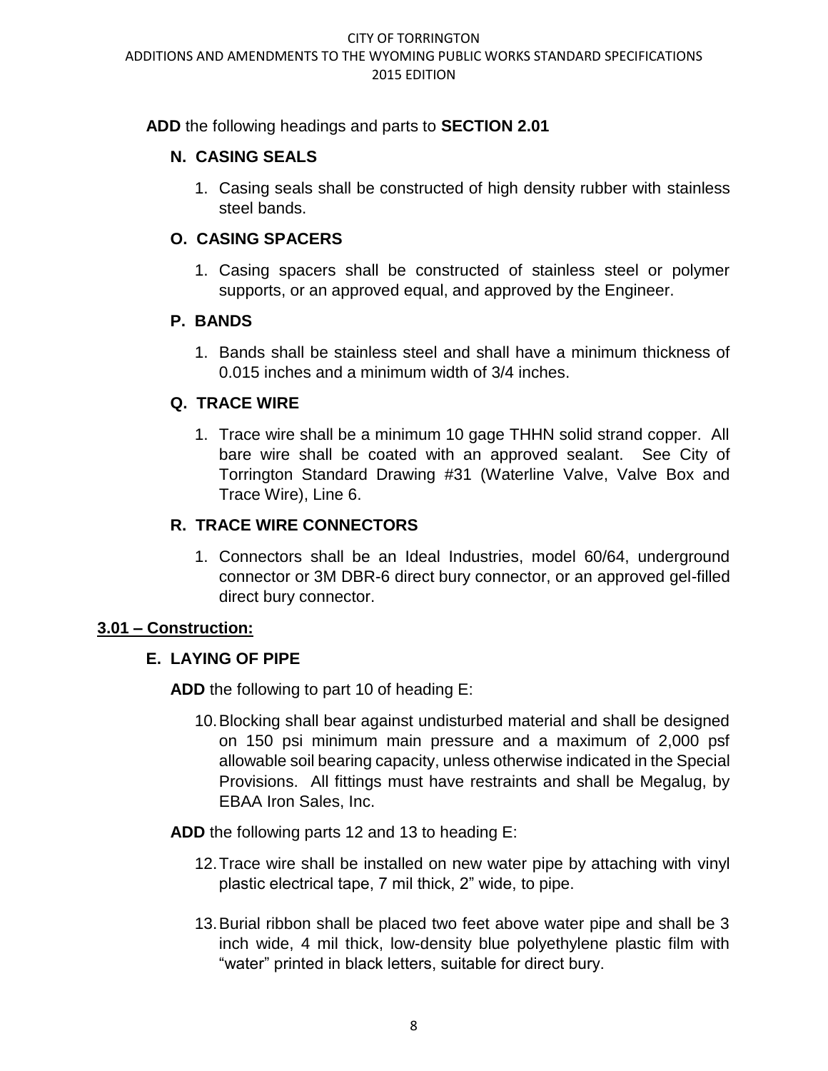**ADD** the following headings and parts to **SECTION 2.01**

### N. CASING SEALS

1. Casing seals shall be constructed of high density rubber with stainless steel bands.

### O. CASING SPACERS

1. Casing spacers shall be constructed of stainless steel or polymer supports, or an approved equal, and approved by the Engineer.

### P. BANDS

1. Bands shall be stainless steel and shall have a minimum thickness of 0.015 inches and a minimum width of 3/4 inches.

### Q. TRACE WIRE

1. Trace wire shall be a minimum 10 gage THHN solid strand copper. All bare wire shall be coated with an approved sealant. See City of Torrington Standard Drawing #31 (Waterline Valve, Valve Box and Trace Wire), Line 6.

### R. TRACE WIRE CONNECTORS

1. Connectors shall be an Ideal Industries, model 60/64, underground connector or 3M DBR-6 direct bury connector, or an approved gel-filled direct bury connector.

## 3.01 – Construction:

### E. LAYING OF PIPE

**ADD** the following to part 10 of heading E:

10. Blocking shall bear against undisturbed material and shall be designed on 150 psi minimum main pressure and a maximum of 2,000 psf allowable soil bearing capacity, unless otherwise indicated in the Special Provisions. All fittings must have restraints and shall be Megalug, by EBAA Iron Sales, Inc.

**ADD** the following parts 12 and 13 to heading E:

12. Trace wire shall be installed on new water pipe by attaching with vinyl plastic electrical tape, 7 mil thick, 2" wide, to pipe.

13. Burial ribbon shall be placed two feet above water pipe and shall be 3 inch wide, 4 mil thick, low-density blue polyethylene plastic film with "water" printed in black letters, suitable for direct bury.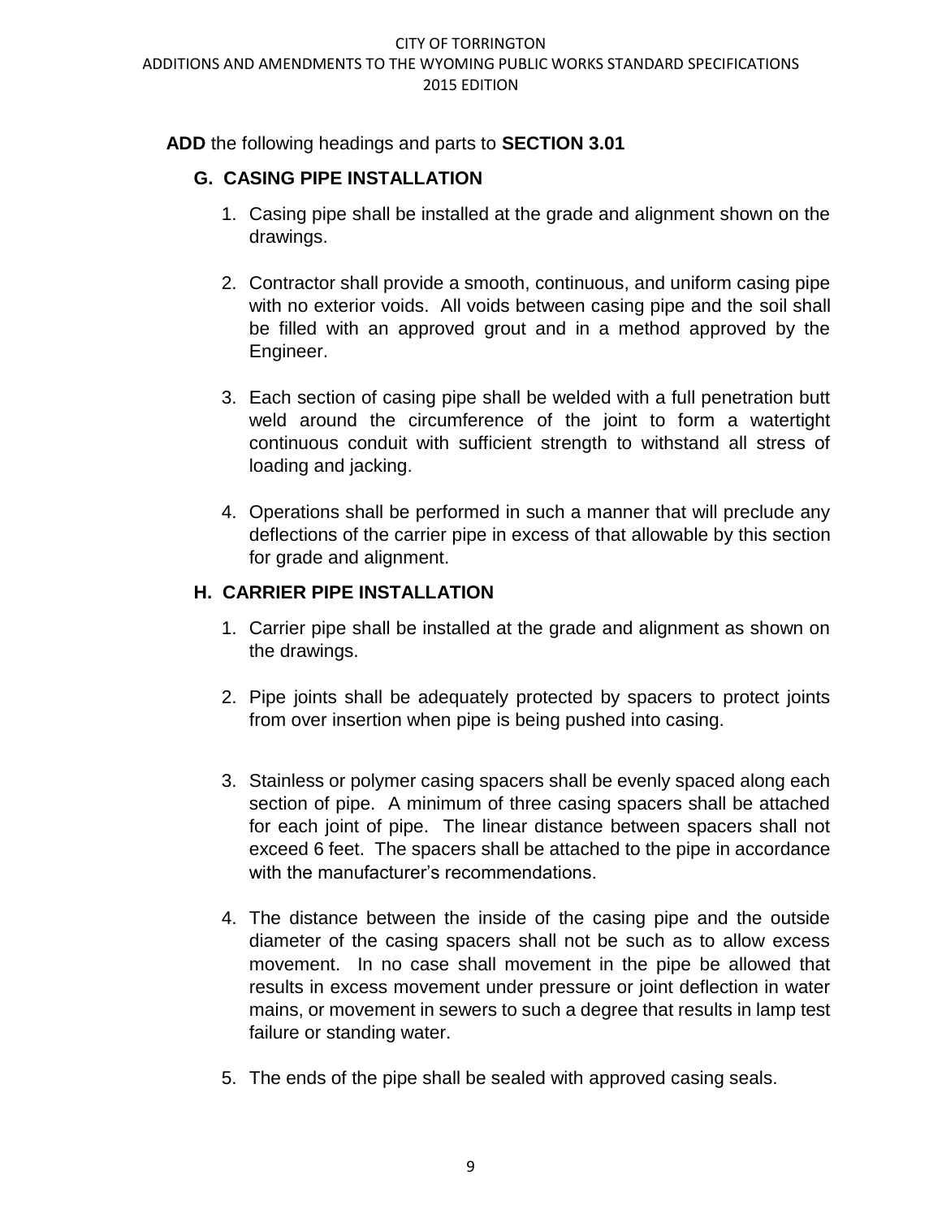**ADD** the following headings and parts to **SECTION 3.01**

### G. CASING PIPE INSTALLATION

1. Casing pipe shall be installed at the grade and alignment shown on the drawings.

2. Contractor shall provide a smooth, continuous, and uniform casing pipe with no exterior voids. All voids between casing pipe and the soil shall be filled with an approved grout and in a method approved by the Engineer.

3. Each section of casing pipe shall be welded with a full penetration butt weld around the circumference of the joint to form a watertight continuous conduit with sufficient strength to withstand all stress of loading and jacking.

4. Operations shall be performed in such a manner that will preclude any deflections of the carrier pipe in excess of that allowable by this section for grade and alignment.

### H. CARRIER PIPE INSTALLATION

1. Carrier pipe shall be installed at the grade and alignment as shown on the drawings.

2. Pipe joints shall be adequately protected by spacers to protect joints from over insertion when pipe is being pushed into casing.

3. Stainless or polymer casing spacers shall be evenly spaced along each section of pipe. A minimum of three casing spacers shall be attached for each joint of pipe. The linear distance between spacers shall not exceed 6 feet. The spacers shall be attached to the pipe in accordance with the manufacturer's recommendations.

4. The distance between the inside of the casing pipe and the outside diameter of the casing spacers shall not be such as to allow excess movement. In no case shall movement in the pipe be allowed that results in excess movement under pressure or joint deflection in water mains, or movement in sewers to such a degree that results in lamp test failure or standing water.

5. The ends of the pipe shall be sealed with approved casing seals.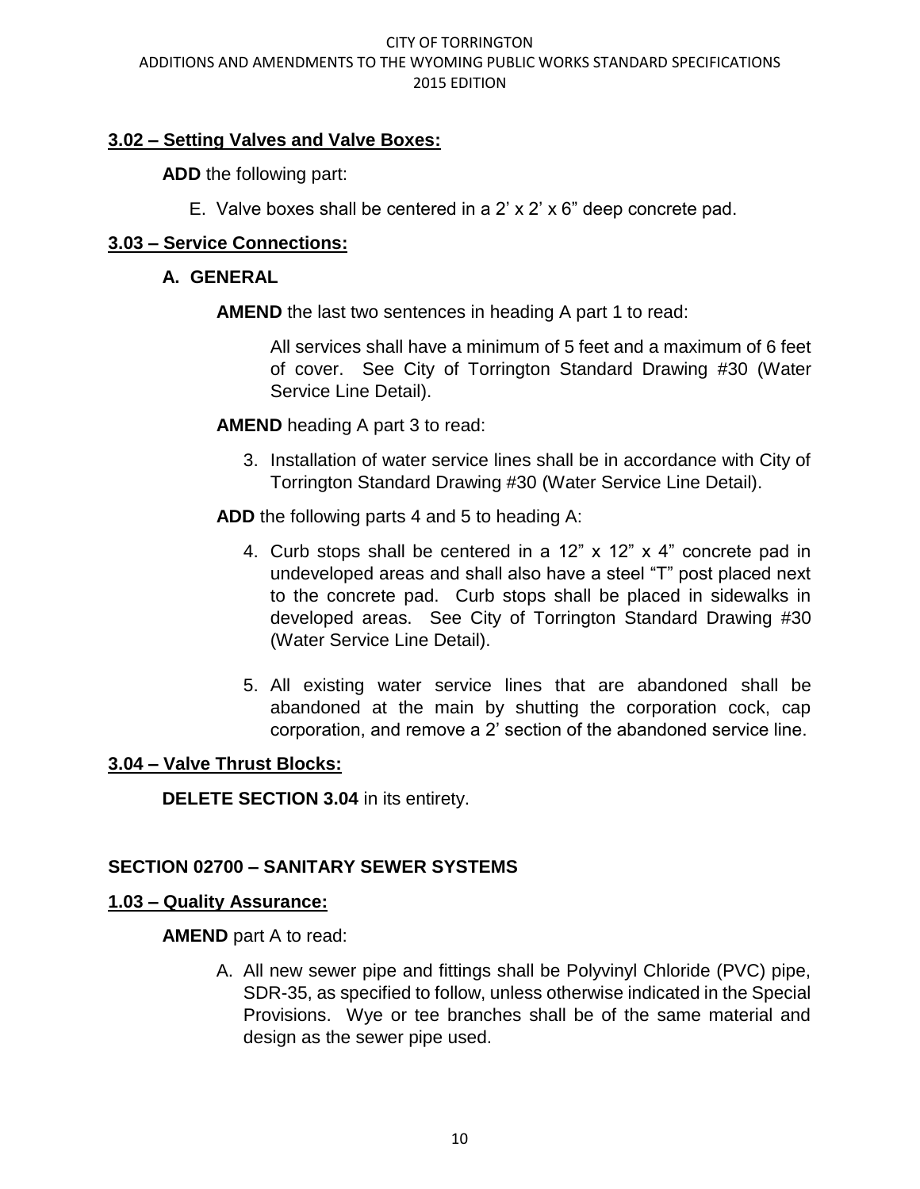**3.02 – Setting Valves and Valve Boxes:**

**ADD** the following part:

E. Valve boxes shall be centered in a 2' x 2' x 6" deep concrete pad.

**3.03 – Service Connections:**

**A. GENERAL**

**AMEND** the last two sentences in heading A part 1 to read:

All services shall have a minimum of 5 feet and a maximum of 6 feet of cover. See City of Torrington Standard Drawing #30 (Water Service Line Detail).

**AMEND** heading A part 3 to read:

3. Installation of water service lines shall be in accordance with City of Torrington Standard Drawing #30 (Water Service Line Detail).

**ADD** the following parts 4 and 5 to heading A:

4. Curb stops shall be centered in a 12" x 12" x 4" concrete pad in undeveloped areas and shall also have a steel "T" post placed next to the concrete pad. Curb stops shall be placed in sidewalks in developed areas. See City of Torrington Standard Drawing #30 (Water Service Line Detail).

5. All existing water service lines that are abandoned shall be abandoned at the main by shutting the corporation cock, cap corporation, and remove a 2' section of the abandoned service line.

**3.04 – Valve Thrust Blocks:**

**DELETE SECTION 3.04** in its entirety.

**SECTION 02700 – SANITARY SEWER SYSTEMS**

**1.03 – Quality Assurance:**

**AMEND** part A to read:

A. All new sewer pipe and fittings shall be Polyvinyl Chloride (PVC) pipe, SDR-35, as specified to follow, unless otherwise indicated in the Special Provisions. Wye or tee branches shall be of the same material and design as the sewer pipe used.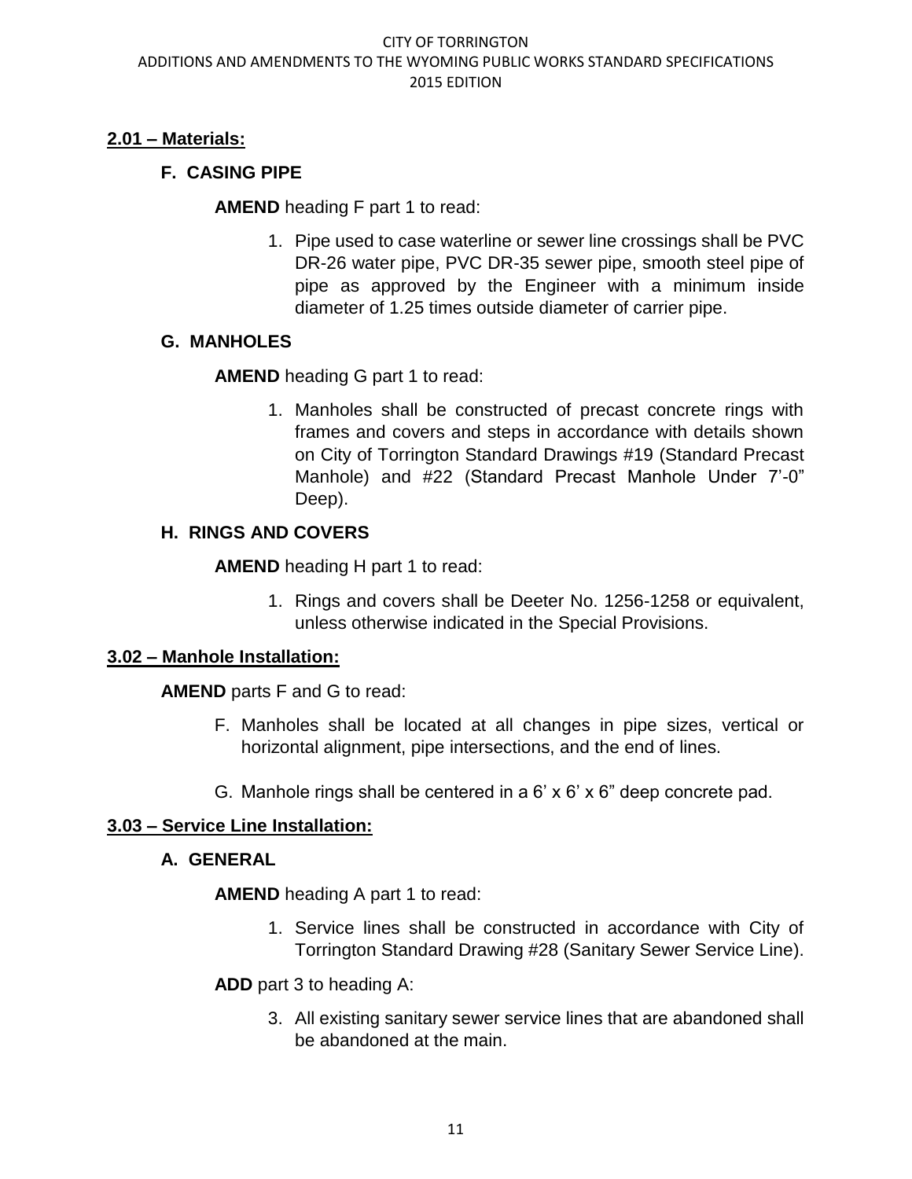## 2.01 – Materials:

### F. CASING PIPE

**AMEND** heading F part 1 to read:

1. Pipe used to case waterline or sewer line crossings shall be PVC DR-26 water pipe, PVC DR-35 sewer pipe, smooth steel pipe of pipe as approved by the Engineer with a minimum inside diameter of 1.25 times outside diameter of carrier pipe.

### G. MANHOLES

**AMEND** heading G part 1 to read:

1. Manholes shall be constructed of precast concrete rings with frames and covers and steps in accordance with details shown on City of Torrington Standard Drawings #19 (Standard Precast Manhole) and #22 (Standard Precast Manhole Under 7'-0" Deep).

### H. RINGS AND COVERS

**AMEND** heading H part 1 to read:

1. Rings and covers shall be Deeter No. 1256-1258 or equivalent, unless otherwise indicated in the Special Provisions.

## 3.02 – Manhole Installation:

**AMEND** parts F and G to read:

F. Manholes shall be located at all changes in pipe sizes, vertical or horizontal alignment, pipe intersections, and the end of lines.

G. Manhole rings shall be centered in a 6' x 6' x 6" deep concrete pad.

## 3.03 – Service Line Installation:

### A. GENERAL

**AMEND** heading A part 1 to read:

1. Service lines shall be constructed in accordance with City of Torrington Standard Drawing #28 (Sanitary Sewer Service Line).

**ADD** part 3 to heading A:

3. All existing sanitary sewer service lines that are abandoned shall be abandoned at the main.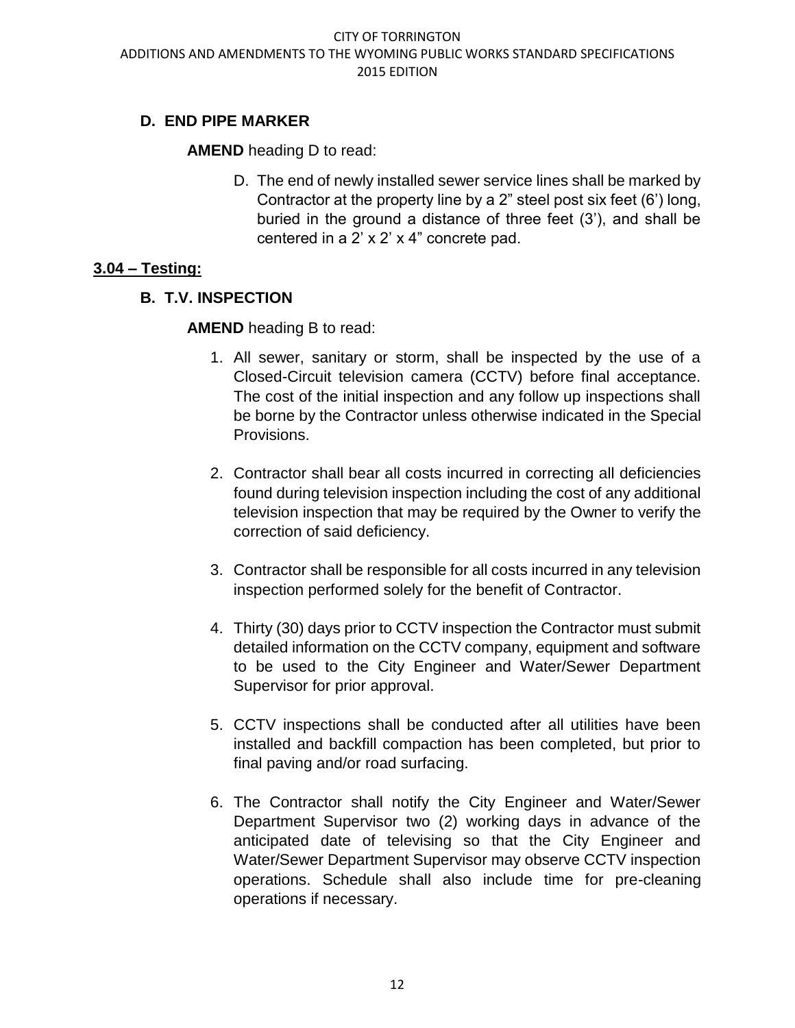### D. END PIPE MARKER

**AMEND** heading D to read:

D. The end of newly installed sewer service lines shall be marked by Contractor at the property line by a 2" steel post six feet (6') long, buried in the ground a distance of three feet (3'), and shall be centered in a 2' x 2' x 4" concrete pad.

## 3.04 – Testing:

### B. T.V. INSPECTION

**AMEND** heading B to read:

1. All sewer, sanitary or storm, shall be inspected by the use of a Closed-Circuit television camera (CCTV) before final acceptance. The cost of the initial inspection and any follow up inspections shall be borne by the Contractor unless otherwise indicated in the Special Provisions.

2. Contractor shall bear all costs incurred in correcting all deficiencies found during television inspection including the cost of any additional television inspection that may be required by the Owner to verify the correction of said deficiency.

3. Contractor shall be responsible for all costs incurred in any television inspection performed solely for the benefit of Contractor.

4. Thirty (30) days prior to CCTV inspection the Contractor must submit detailed information on the CCTV company, equipment and software to be used to the City Engineer and Water/Sewer Department Supervisor for prior approval.

5. CCTV inspections shall be conducted after all utilities have been installed and backfill compaction has been completed, but prior to final paving and/or road surfacing.

6. The Contractor shall notify the City Engineer and Water/Sewer Department Supervisor two (2) working days in advance of the anticipated date of televising so that the City Engineer and Water/Sewer Department Supervisor may observe CCTV inspection operations. Schedule shall also include time for pre-cleaning operations if necessary.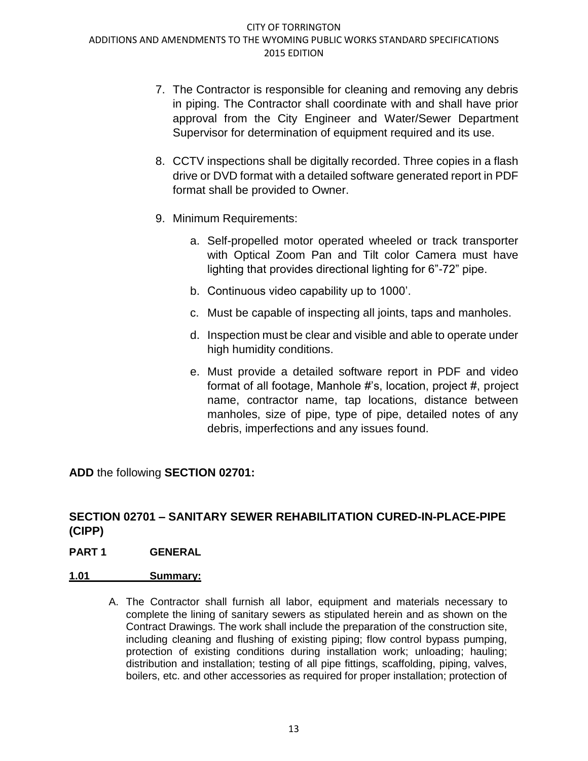7. The Contractor is responsible for cleaning and removing any debris in piping. The Contractor shall coordinate with and shall have prior approval from the City Engineer and Water/Sewer Department Supervisor for determination of equipment required and its use.

8. CCTV inspections shall be digitally recorded. Three copies in a flash drive or DVD format with a detailed software generated report in PDF format shall be provided to Owner.

9. Minimum Requirements:

   a. Self-propelled motor operated wheeled or track transporter with Optical Zoom Pan and Tilt color Camera must have lighting that provides directional lighting for 6"-72" pipe.

   b. Continuous video capability up to 1000'.

   c. Must be capable of inspecting all joints, taps and manholes.

   d. Inspection must be clear and visible and able to operate under high humidity conditions.

   e. Must provide a detailed software report in PDF and video format of all footage, Manhole #'s, location, project #, project name, contractor name, tap locations, distance between manholes, size of pipe, type of pipe, detailed notes of any debris, imperfections and any issues found.

**ADD** the following **SECTION 02701:**

## SECTION 02701 – SANITARY SEWER REHABILITATION CURED-IN-PLACE-PIPE (CIPP)

### PART 1 GENERAL

**1.01 Summary:**

A. The Contractor shall furnish all labor, equipment and materials necessary to complete the lining of sanitary sewers as stipulated herein and as shown on the Contract Drawings. The work shall include the preparation of the construction site, including cleaning and flushing of existing piping; flow control bypass pumping, protection of existing conditions during installation work; unloading; hauling; distribution and installation; testing of all pipe fittings, scaffolding, piping, valves, boilers, etc. and other accessories as required for proper installation; protection of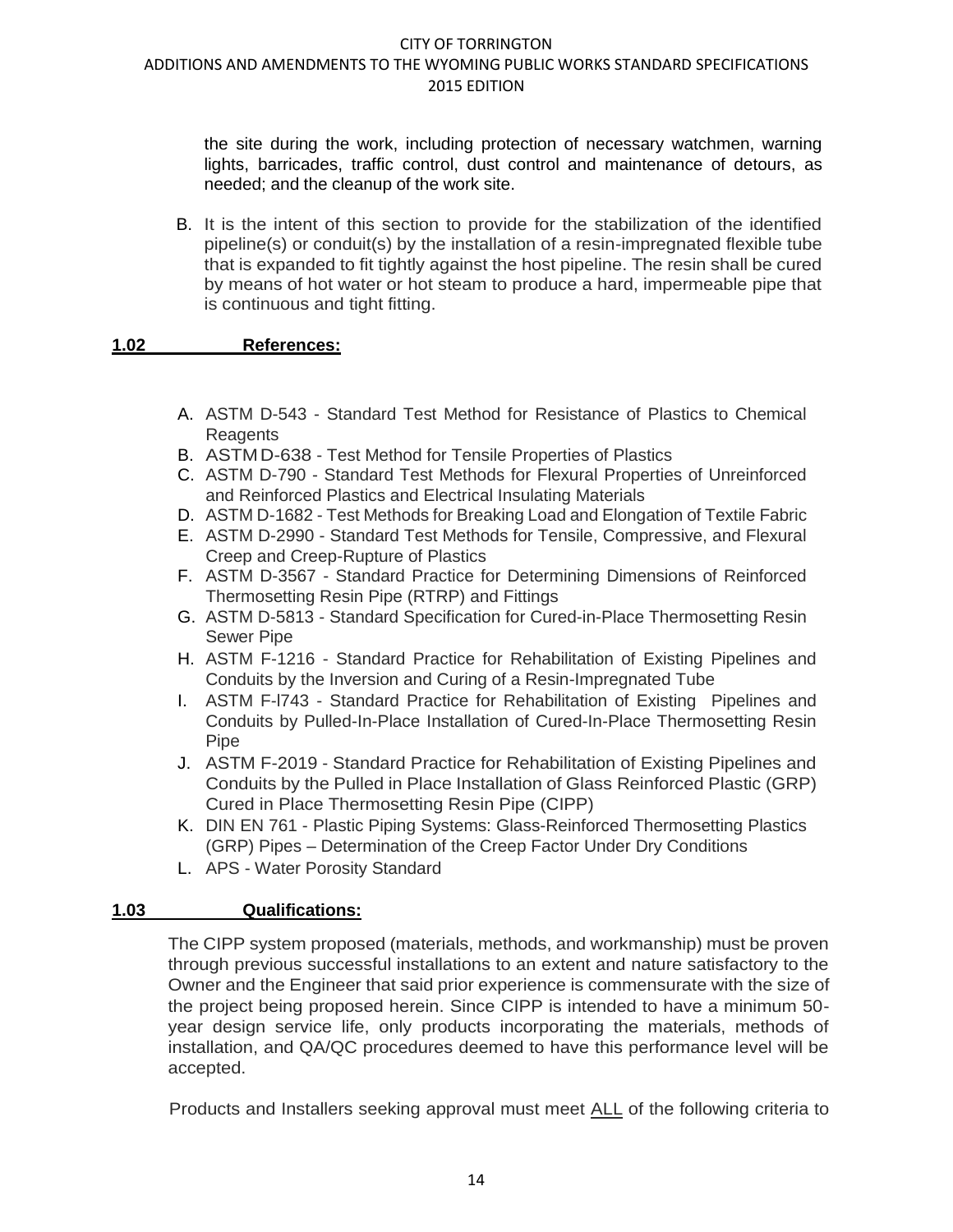the site during the work, including protection of necessary watchmen, warning lights, barricades, traffic control, dust control and maintenance of detours, as needed; and the cleanup of the work site.

B. It is the intent of this section to provide for the stabilization of the identified pipeline(s) or conduit(s) by the installation of a resin-impregnated flexible tube that is expanded to fit tightly against the host pipeline. The resin shall be cured by means of hot water or hot steam to produce a hard, impermeable pipe that is continuous and tight fitting.

## 1.02 References:

A. ASTM D-543 - Standard Test Method for Resistance of Plastics to Chemical Reagents
B. ASTM D-638 - Test Method for Tensile Properties of Plastics
C. ASTM D-790 - Standard Test Methods for Flexural Properties of Unreinforced and Reinforced Plastics and Electrical Insulating Materials
D. ASTM D-1682 - Test Methods for Breaking Load and Elongation of Textile Fabric
E. ASTM D-2990 - Standard Test Methods for Tensile, Compressive, and Flexural Creep and Creep-Rupture of Plastics
F. ASTM D-3567 - Standard Practice for Determining Dimensions of Reinforced Thermosetting Resin Pipe (RTRP) and Fittings
G. ASTM D-5813 - Standard Specification for Cured-in-Place Thermosetting Resin Sewer Pipe
H. ASTM F-1216 - Standard Practice for Rehabilitation of Existing Pipelines and Conduits by the Inversion and Curing of a Resin-Impregnated Tube
I. ASTM F-l743 - Standard Practice for Rehabilitation of Existing Pipelines and Conduits by Pulled-In-Place Installation of Cured-In-Place Thermosetting Resin Pipe
J. ASTM F-2019 - Standard Practice for Rehabilitation of Existing Pipelines and Conduits by the Pulled in Place Installation of Glass Reinforced Plastic (GRP) Cured in Place Thermosetting Resin Pipe (CIPP)
K. DIN EN 761 - Plastic Piping Systems: Glass-Reinforced Thermosetting Plastics (GRP) Pipes – Determination of the Creep Factor Under Dry Conditions
L. APS - Water Porosity Standard

## 1.03 Qualifications:

The CIPP system proposed (materials, methods, and workmanship) must be proven through previous successful installations to an extent and nature satisfactory to the Owner and the Engineer that said prior experience is commensurate with the size of the project being proposed herein. Since CIPP is intended to have a minimum 50-year design service life, only products incorporating the materials, methods of installation, and QA/QC procedures deemed to have this performance level will be accepted.

Products and Installers seeking approval must meet ALL of the following criteria to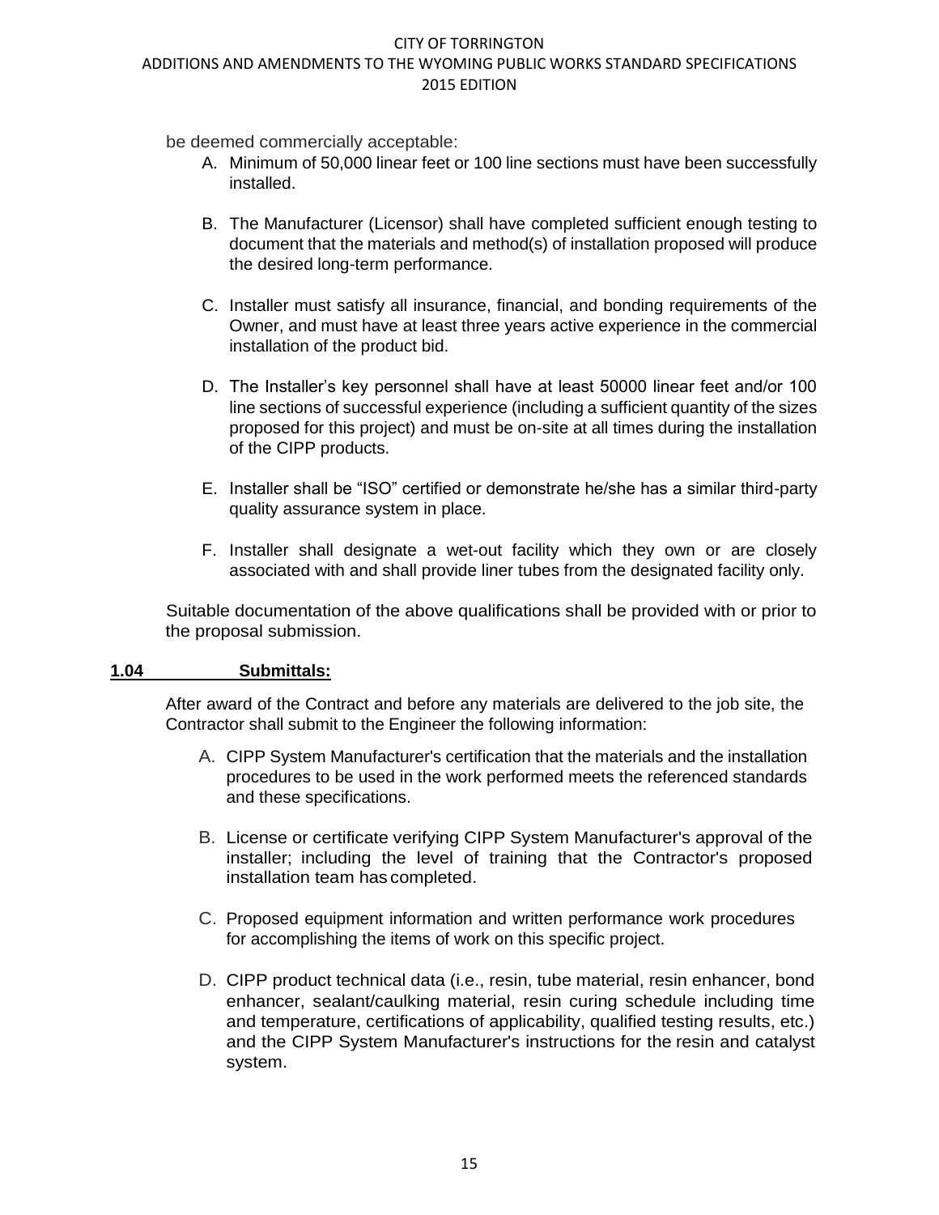be deemed commercially acceptable:

A. Minimum of 50,000 linear feet or 100 line sections must have been successfully installed.

B. The Manufacturer (Licensor) shall have completed sufficient enough testing to document that the materials and method(s) of installation proposed will produce the desired long-term performance.

C. Installer must satisfy all insurance, financial, and bonding requirements of the Owner, and must have at least three years active experience in the commercial installation of the product bid.

D. The Installer's key personnel shall have at least 50000 linear feet and/or 100 line sections of successful experience (including a sufficient quantity of the sizes proposed for this project) and must be on-site at all times during the installation of the CIPP products.

E. Installer shall be "ISO" certified or demonstrate he/she has a similar third-party quality assurance system in place.

F. Installer shall designate a wet-out facility which they own or are closely associated with and shall provide liner tubes from the designated facility only.

Suitable documentation of the above qualifications shall be provided with or prior to the proposal submission.

## 1.04 Submittals:

After award of the Contract and before any materials are delivered to the job site, the Contractor shall submit to the Engineer the following information:

A. CIPP System Manufacturer's certification that the materials and the installation procedures to be used in the work performed meets the referenced standards and these specifications.

B. License or certificate verifying CIPP System Manufacturer's approval of the installer; including the level of training that the Contractor's proposed installation team has completed.

C. Proposed equipment information and written performance work procedures for accomplishing the items of work on this specific project.

D. CIPP product technical data (i.e., resin, tube material, resin enhancer, bond enhancer, sealant/caulking material, resin curing schedule including time and temperature, certifications of applicability, qualified testing results, etc.) and the CIPP System Manufacturer's instructions for the resin and catalyst system.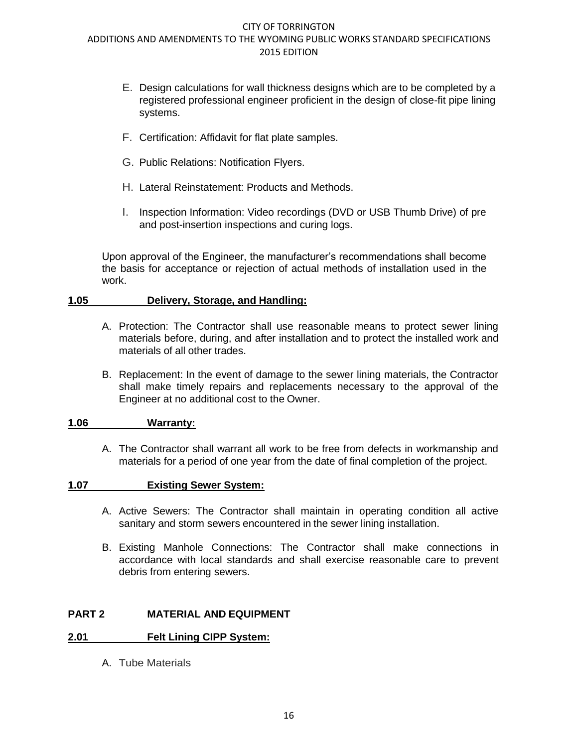E. Design calculations for wall thickness designs which are to be completed by a registered professional engineer proficient in the design of close-fit pipe lining systems.

F. Certification: Affidavit for flat plate samples.

G. Public Relations: Notification Flyers.

H. Lateral Reinstatement: Products and Methods.

I. Inspection Information: Video recordings (DVD or USB Thumb Drive) of pre and post-insertion inspections and curing logs.

Upon approval of the Engineer, the manufacturer's recommendations shall become the basis for acceptance or rejection of actual methods of installation used in the work.

**1.05 Delivery, Storage, and Handling:**

A. Protection: The Contractor shall use reasonable means to protect sewer lining materials before, during, and after installation and to protect the installed work and materials of all other trades.

B. Replacement: In the event of damage to the sewer lining materials, the Contractor shall make timely repairs and replacements necessary to the approval of the Engineer at no additional cost to the Owner.

**1.06 Warranty:**

A. The Contractor shall warrant all work to be free from defects in workmanship and materials for a period of one year from the date of final completion of the project.

**1.07 Existing Sewer System:**

A. Active Sewers: The Contractor shall maintain in operating condition all active sanitary and storm sewers encountered in the sewer lining installation.

B. Existing Manhole Connections: The Contractor shall make connections in accordance with local standards and shall exercise reasonable care to prevent debris from entering sewers.

## PART 2 MATERIAL AND EQUIPMENT

**2.01 Felt Lining CIPP System:**

A. Tube Materials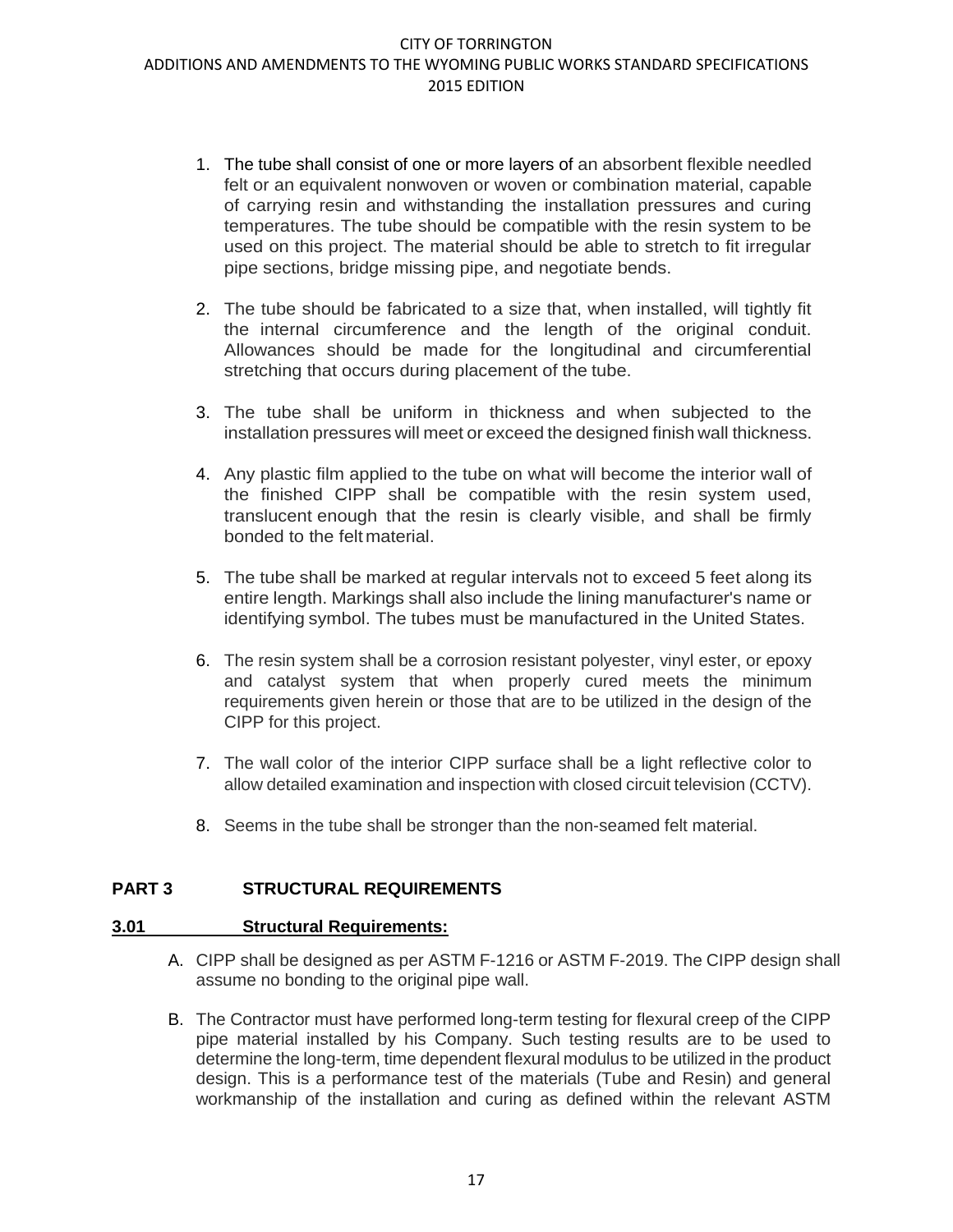1. The tube shall consist of one or more layers of an absorbent flexible needled felt or an equivalent nonwoven or woven or combination material, capable of carrying resin and withstanding the installation pressures and curing temperatures. The tube should be compatible with the resin system to be used on this project. The material should be able to stretch to fit irregular pipe sections, bridge missing pipe, and negotiate bends.

2. The tube should be fabricated to a size that, when installed, will tightly fit the internal circumference and the length of the original conduit. Allowances should be made for the longitudinal and circumferential stretching that occurs during placement of the tube.

3. The tube shall be uniform in thickness and when subjected to the installation pressures will meet or exceed the designed finish wall thickness.

4. Any plastic film applied to the tube on what will become the interior wall of the finished CIPP shall be compatible with the resin system used, translucent enough that the resin is clearly visible, and shall be firmly bonded to the felt material.

5. The tube shall be marked at regular intervals not to exceed 5 feet along its entire length. Markings shall also include the lining manufacturer's name or identifying symbol. The tubes must be manufactured in the United States.

6. The resin system shall be a corrosion resistant polyester, vinyl ester, or epoxy and catalyst system that when properly cured meets the minimum requirements given herein or those that are to be utilized in the design of the CIPP for this project.

7. The wall color of the interior CIPP surface shall be a light reflective color to allow detailed examination and inspection with closed circuit television (CCTV).

8. Seems in the tube shall be stronger than the non-seamed felt material.

## PART 3 STRUCTURAL REQUIREMENTS

### 3.01 Structural Requirements:

A. CIPP shall be designed as per ASTM F-1216 or ASTM F-2019. The CIPP design shall assume no bonding to the original pipe wall.

B. The Contractor must have performed long-term testing for flexural creep of the CIPP pipe material installed by his Company. Such testing results are to be used to determine the long-term, time dependent flexural modulus to be utilized in the product design. This is a performance test of the materials (Tube and Resin) and general workmanship of the installation and curing as defined within the relevant ASTM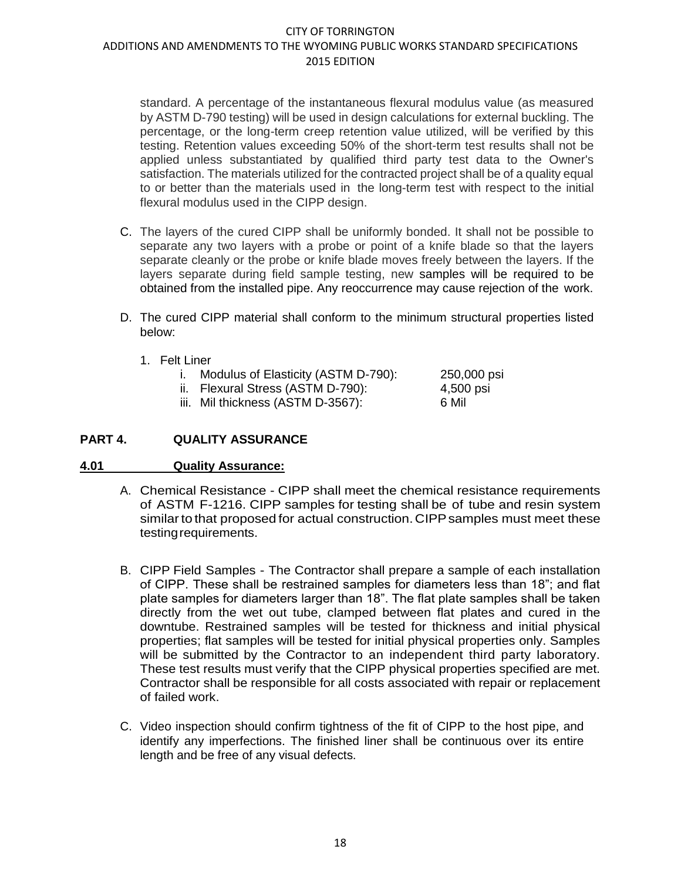standard. A percentage of the instantaneous flexural modulus value (as measured by ASTM D-790 testing) will be used in design calculations for external buckling. The percentage, or the long-term creep retention value utilized, will be verified by this testing. Retention values exceeding 50% of the short-term test results shall not be applied unless substantiated by qualified third party test data to the Owner's satisfaction. The materials utilized for the contracted project shall be of a quality equal to or better than the materials used in the long-term test with respect to the initial flexural modulus used in the CIPP design.

C. The layers of the cured CIPP shall be uniformly bonded. It shall not be possible to separate any two layers with a probe or point of a knife blade so that the layers separate cleanly or the probe or knife blade moves freely between the layers. If the layers separate during field sample testing, new samples will be required to be obtained from the installed pipe. Any reoccurrence may cause rejection of the work.

D. The cured CIPP material shall conform to the minimum structural properties listed below:

1. Felt Liner
   - i. Modulus of Elasticity (ASTM D-790): 250,000 psi
   - ii. Flexural Stress (ASTM D-790): 4,500 psi
   - iii. Mil thickness (ASTM D-3567): 6 Mil

## PART 4. QUALITY ASSURANCE

### 4.01 Quality Assurance:

A. Chemical Resistance - CIPP shall meet the chemical resistance requirements of ASTM F-1216. CIPP samples for testing shall be of tube and resin system similar to that proposed for actual construction. CIPP samples must meet these testing requirements.

B. CIPP Field Samples - The Contractor shall prepare a sample of each installation of CIPP. These shall be restrained samples for diameters less than 18"; and flat plate samples for diameters larger than 18". The flat plate samples shall be taken directly from the wet out tube, clamped between flat plates and cured in the downtube. Restrained samples will be tested for thickness and initial physical properties; flat samples will be tested for initial physical properties only. Samples will be submitted by the Contractor to an independent third party laboratory. These test results must verify that the CIPP physical properties specified are met. Contractor shall be responsible for all costs associated with repair or replacement of failed work.

C. Video inspection should confirm tightness of the fit of CIPP to the host pipe, and identify any imperfections. The finished liner shall be continuous over its entire length and be free of any visual defects.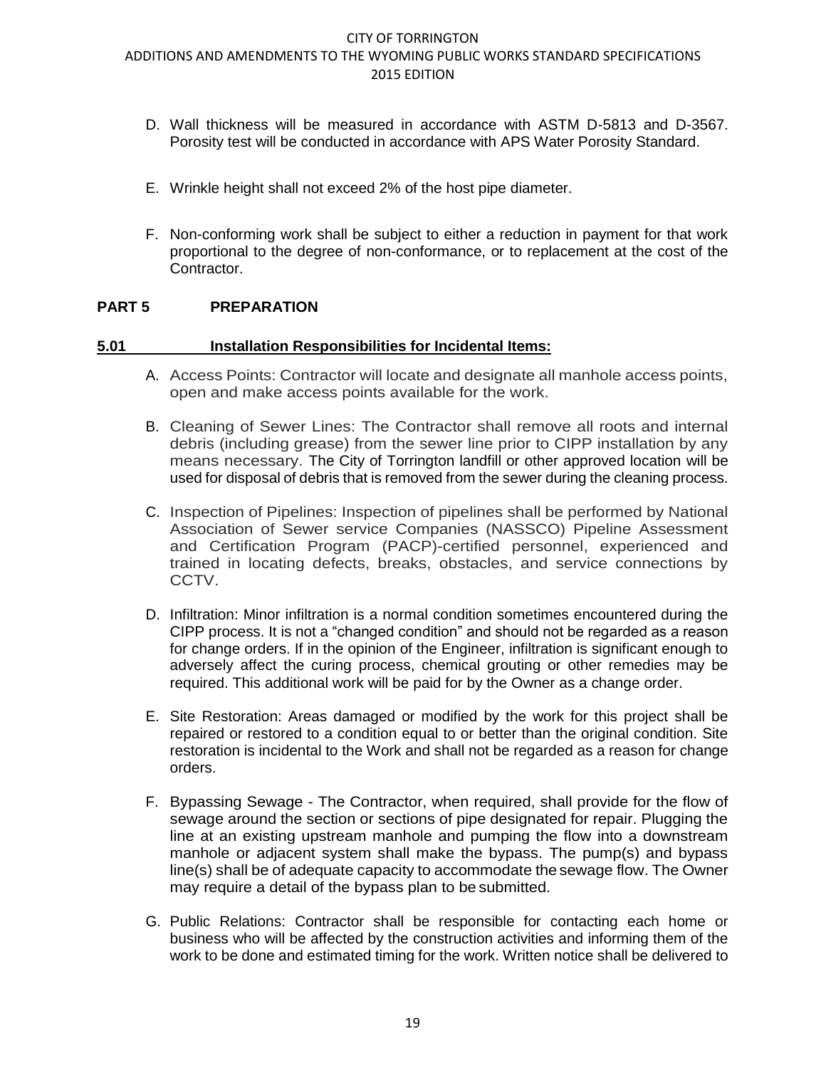D. Wall thickness will be measured in accordance with ASTM D-5813 and D-3567. Porosity test will be conducted in accordance with APS Water Porosity Standard.

E. Wrinkle height shall not exceed 2% of the host pipe diameter.

F. Non-conforming work shall be subject to either a reduction in payment for that work proportional to the degree of non-conformance, or to replacement at the cost of the Contractor.

## PART 5 PREPARATION

### 5.01 Installation Responsibilities for Incidental Items:

A. Access Points: Contractor will locate and designate all manhole access points, open and make access points available for the work.

B. Cleaning of Sewer Lines: The Contractor shall remove all roots and internal debris (including grease) from the sewer line prior to CIPP installation by any means necessary. The City of Torrington landfill or other approved location will be used for disposal of debris that is removed from the sewer during the cleaning process.

C. Inspection of Pipelines: Inspection of pipelines shall be performed by National Association of Sewer service Companies (NASSCO) Pipeline Assessment and Certification Program (PACP)-certified personnel, experienced and trained in locating defects, breaks, obstacles, and service connections by CCTV.

D. Infiltration: Minor infiltration is a normal condition sometimes encountered during the CIPP process. It is not a "changed condition" and should not be regarded as a reason for change orders. If in the opinion of the Engineer, infiltration is significant enough to adversely affect the curing process, chemical grouting or other remedies may be required. This additional work will be paid for by the Owner as a change order.

E. Site Restoration: Areas damaged or modified by the work for this project shall be repaired or restored to a condition equal to or better than the original condition. Site restoration is incidental to the Work and shall not be regarded as a reason for change orders.

F. Bypassing Sewage - The Contractor, when required, shall provide for the flow of sewage around the section or sections of pipe designated for repair. Plugging the line at an existing upstream manhole and pumping the flow into a downstream manhole or adjacent system shall make the bypass. The pump(s) and bypass line(s) shall be of adequate capacity to accommodate the sewage flow. The Owner may require a detail of the bypass plan to be submitted.

G. Public Relations: Contractor shall be responsible for contacting each home or business who will be affected by the construction activities and informing them of the work to be done and estimated timing for the work. Written notice shall be delivered to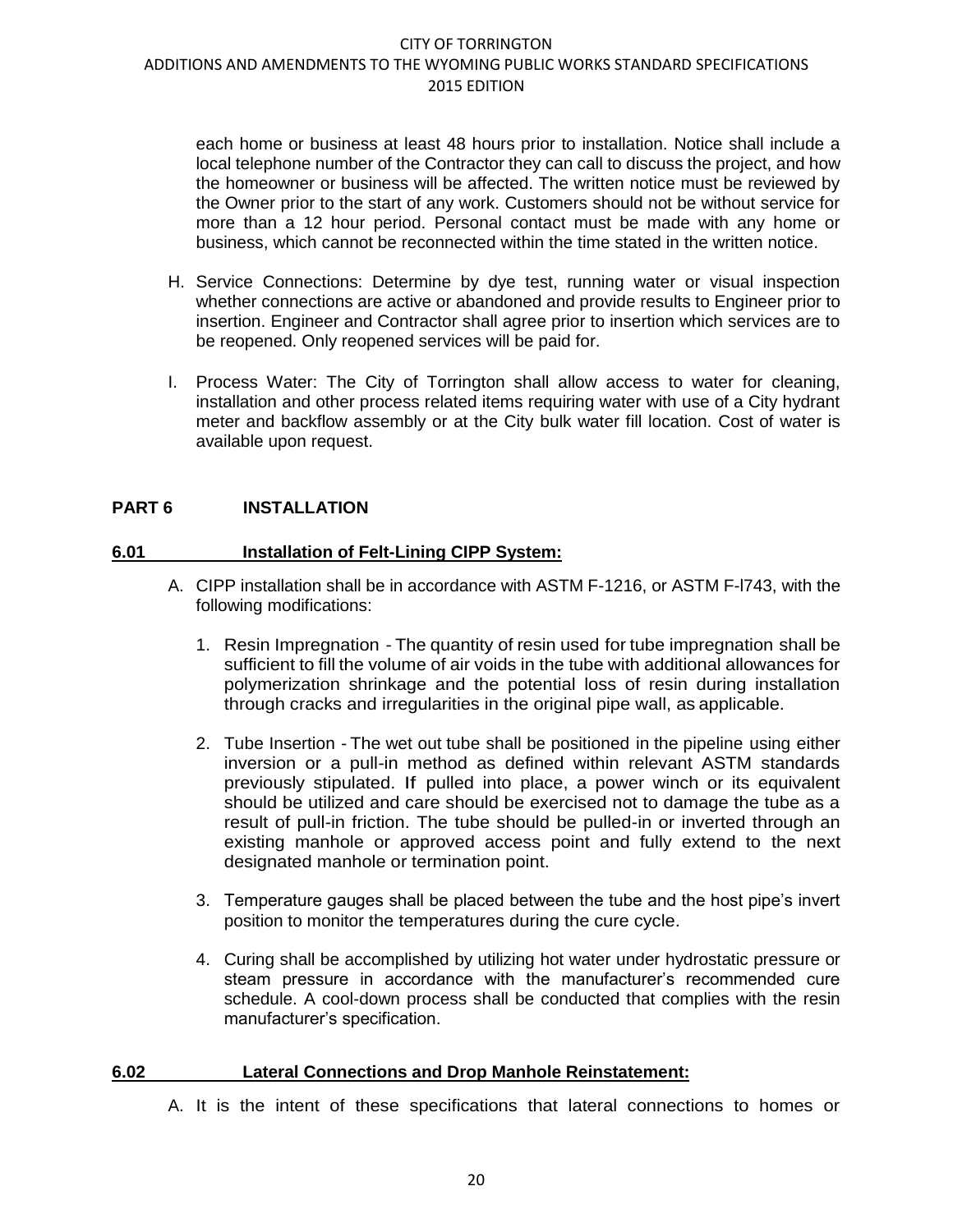each home or business at least 48 hours prior to installation. Notice shall include a local telephone number of the Contractor they can call to discuss the project, and how the homeowner or business will be affected. The written notice must be reviewed by the Owner prior to the start of any work. Customers should not be without service for more than a 12 hour period. Personal contact must be made with any home or business, which cannot be reconnected within the time stated in the written notice.

H. Service Connections: Determine by dye test, running water or visual inspection whether connections are active or abandoned and provide results to Engineer prior to insertion. Engineer and Contractor shall agree prior to insertion which services are to be reopened. Only reopened services will be paid for.

I. Process Water: The City of Torrington shall allow access to water for cleaning, installation and other process related items requiring water with use of a City hydrant meter and backflow assembly or at the City bulk water fill location. Cost of water is available upon request.

## PART 6 INSTALLATION

### 6.01 Installation of Felt-Lining CIPP System:

A. CIPP installation shall be in accordance with ASTM F-1216, or ASTM F-l743, with the following modifications:

   1. Resin Impregnation - The quantity of resin used for tube impregnation shall be sufficient to fill the volume of air voids in the tube with additional allowances for polymerization shrinkage and the potential loss of resin during installation through cracks and irregularities in the original pipe wall, as applicable.

   2. Tube Insertion - The wet out tube shall be positioned in the pipeline using either inversion or a pull-in method as defined within relevant ASTM standards previously stipulated. If pulled into place, a power winch or its equivalent should be utilized and care should be exercised not to damage the tube as a result of pull-in friction. The tube should be pulled-in or inverted through an existing manhole or approved access point and fully extend to the next designated manhole or termination point.

   3. Temperature gauges shall be placed between the tube and the host pipe's invert position to monitor the temperatures during the cure cycle.

   4. Curing shall be accomplished by utilizing hot water under hydrostatic pressure or steam pressure in accordance with the manufacturer's recommended cure schedule. A cool-down process shall be conducted that complies with the resin manufacturer's specification.

### 6.02 Lateral Connections and Drop Manhole Reinstatement:

A. It is the intent of these specifications that lateral connections to homes or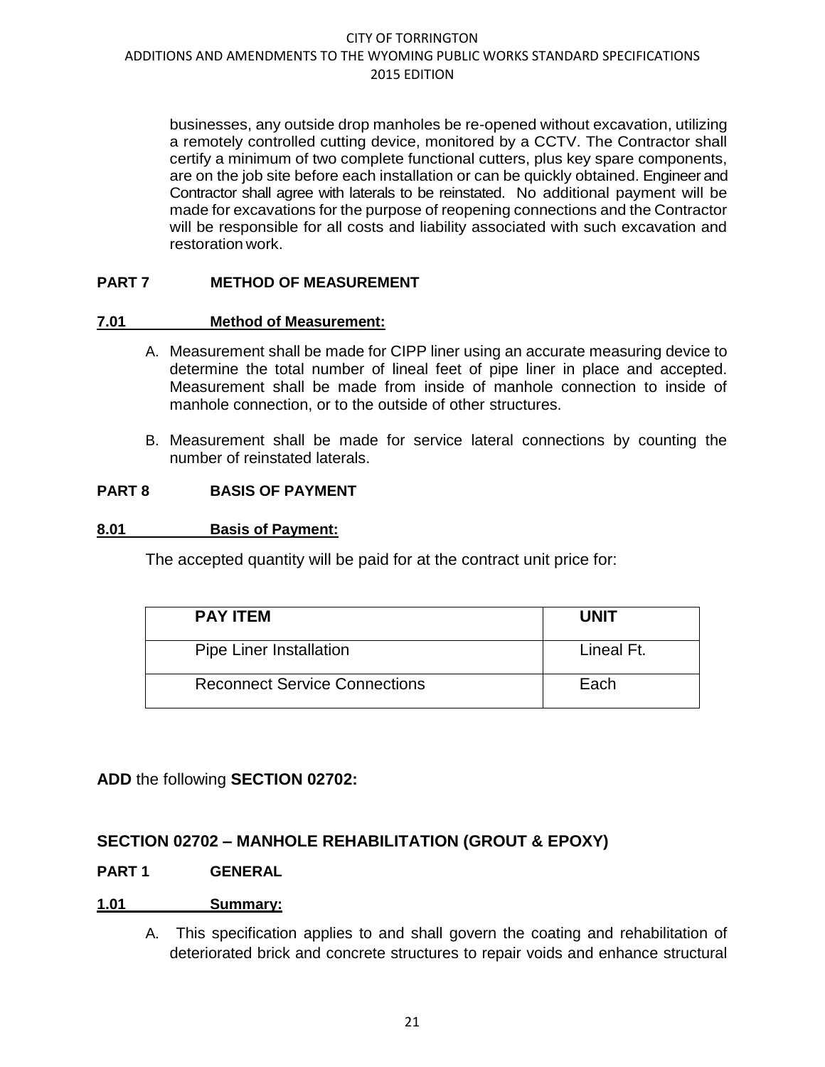businesses, any outside drop manholes be re-opened without excavation, utilizing a remotely controlled cutting device, monitored by a CCTV. The Contractor shall certify a minimum of two complete functional cutters, plus key spare components, are on the job site before each installation or can be quickly obtained. Engineer and Contractor shall agree with laterals to be reinstated. No additional payment will be made for excavations for the purpose of reopening connections and the Contractor will be responsible for all costs and liability associated with such excavation and restoration work.

**PART 7 METHOD OF MEASUREMENT**

**7.01 Method of Measurement:**

A. Measurement shall be made for CIPP liner using an accurate measuring device to determine the total number of lineal feet of pipe liner in place and accepted. Measurement shall be made from inside of manhole connection to inside of manhole connection, or to the outside of other structures.

B. Measurement shall be made for service lateral connections by counting the number of reinstated laterals.

**PART 8 BASIS OF PAYMENT**

**8.01 Basis of Payment:**

The accepted quantity will be paid for at the contract unit price for:

| PAY ITEM | UNIT |
|---|---|
| Pipe Liner Installation | Lineal Ft. |
| Reconnect Service Connections | Each |

**ADD** the following **SECTION 02702:**

## SECTION 02702 – MANHOLE REHABILITATION (GROUT & EPOXY)

**PART 1 GENERAL**

**1.01 Summary:**

A. This specification applies to and shall govern the coating and rehabilitation of deteriorated brick and concrete structures to repair voids and enhance structural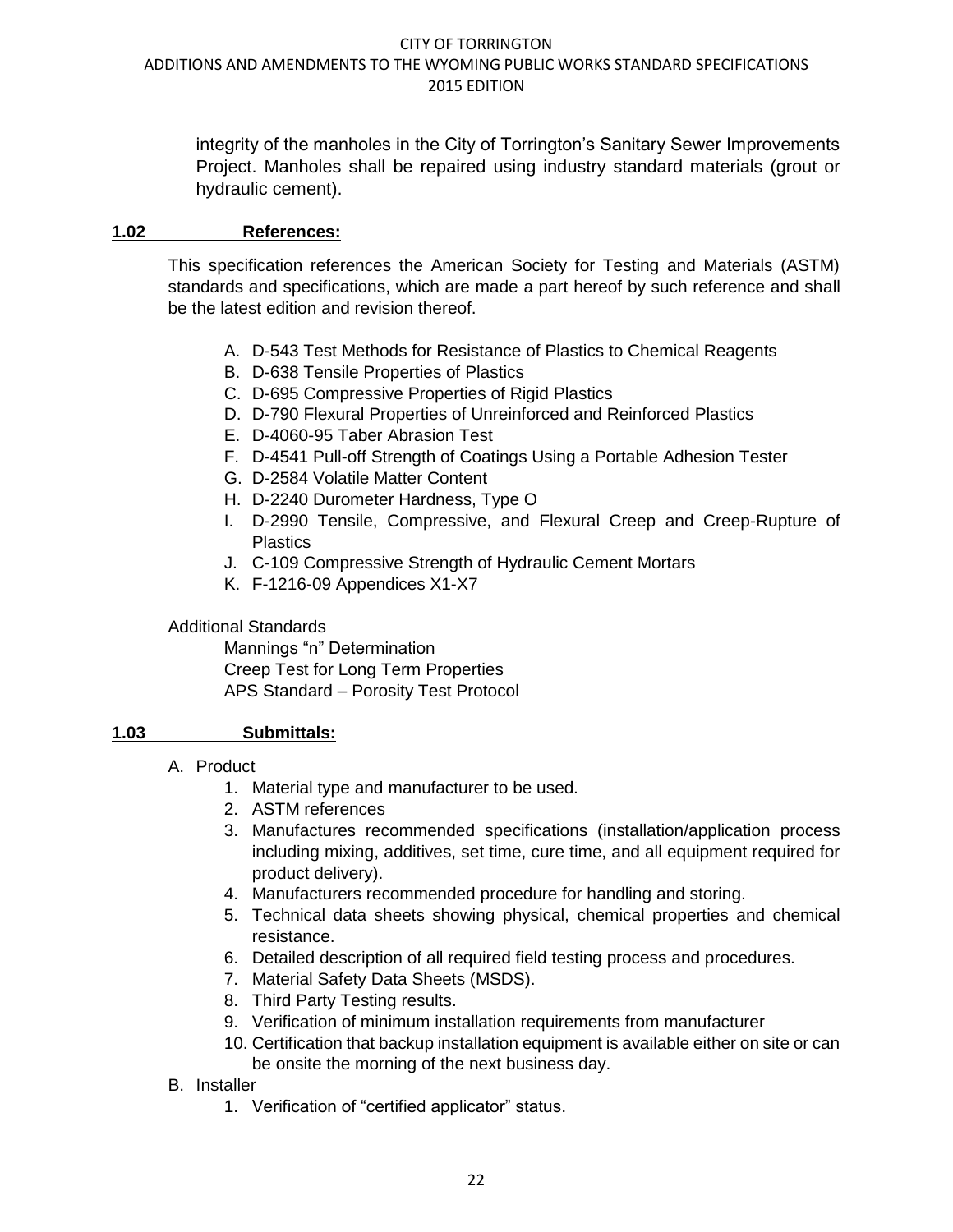integrity of the manholes in the City of Torrington's Sanitary Sewer Improvements Project. Manholes shall be repaired using industry standard materials (grout or hydraulic cement).

### **1.02 References:**

This specification references the American Society for Testing and Materials (ASTM) standards and specifications, which are made a part hereof by such reference and shall be the latest edition and revision thereof.

A. D-543 Test Methods for Resistance of Plastics to Chemical Reagents
B. D-638 Tensile Properties of Plastics
C. D-695 Compressive Properties of Rigid Plastics
D. D-790 Flexural Properties of Unreinforced and Reinforced Plastics
E. D-4060-95 Taber Abrasion Test
F. D-4541 Pull-off Strength of Coatings Using a Portable Adhesion Tester
G. D-2584 Volatile Matter Content
H. D-2240 Durometer Hardness, Type O
I. D-2990 Tensile, Compressive, and Flexural Creep and Creep-Rupture of Plastics
J. C-109 Compressive Strength of Hydraulic Cement Mortars
K. F-1216-09 Appendices X1-X7

Additional Standards

Mannings "n" Determination
Creep Test for Long Term Properties
APS Standard – Porosity Test Protocol

### **1.03 Submittals:**

A. Product
   1. Material type and manufacturer to be used.
   2. ASTM references
   3. Manufactures recommended specifications (installation/application process including mixing, additives, set time, cure time, and all equipment required for product delivery).
   4. Manufacturers recommended procedure for handling and storing.
   5. Technical data sheets showing physical, chemical properties and chemical resistance.
   6. Detailed description of all required field testing process and procedures.
   7. Material Safety Data Sheets (MSDS).
   8. Third Party Testing results.
   9. Verification of minimum installation requirements from manufacturer
   10. Certification that backup installation equipment is available either on site or can be onsite the morning of the next business day.

B. Installer
   1. Verification of "certified applicator" status.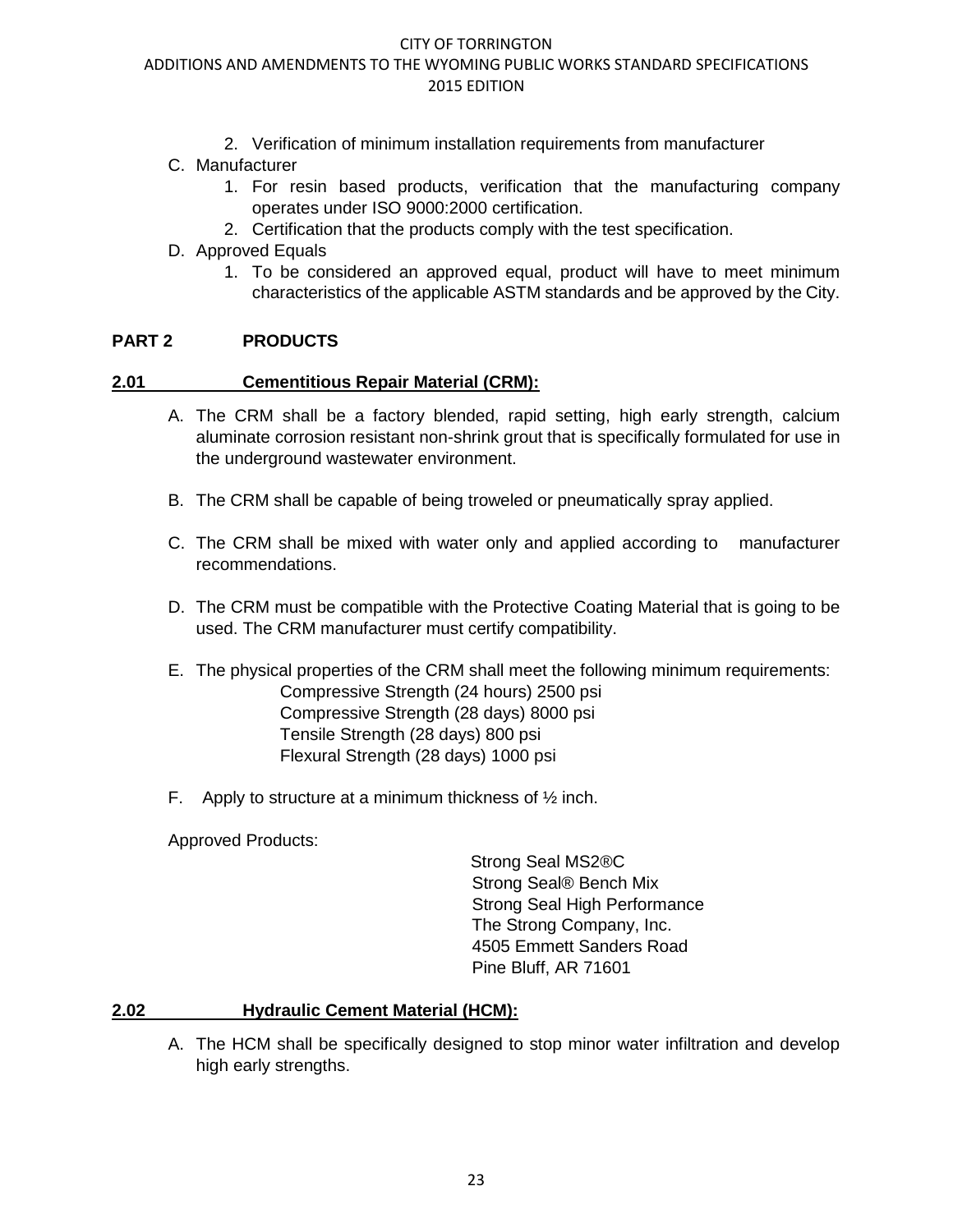2. Verification of minimum installation requirements from manufacturer

C. Manufacturer
   1. For resin based products, verification that the manufacturing company operates under ISO 9000:2000 certification.
   2. Certification that the products comply with the test specification.

D. Approved Equals
   1. To be considered an approved equal, product will have to meet minimum characteristics of the applicable ASTM standards and be approved by the City.

## PART 2 PRODUCTS

### 2.01 Cementitious Repair Material (CRM):

A. The CRM shall be a factory blended, rapid setting, high early strength, calcium aluminate corrosion resistant non-shrink grout that is specifically formulated for use in the underground wastewater environment.

B. The CRM shall be capable of being troweled or pneumatically spray applied.

C. The CRM shall be mixed with water only and applied according to manufacturer recommendations.

D. The CRM must be compatible with the Protective Coating Material that is going to be used. The CRM manufacturer must certify compatibility.

E. The physical properties of the CRM shall meet the following minimum requirements:
   - Compressive Strength (24 hours) 2500 psi
   - Compressive Strength (28 days) 8000 psi
   - Tensile Strength (28 days) 800 psi
   - Flexural Strength (28 days) 1000 psi

F. Apply to structure at a minimum thickness of ½ inch.

Approved Products:

Strong Seal MS2®C
Strong Seal® Bench Mix
Strong Seal High Performance
The Strong Company, Inc.
4505 Emmett Sanders Road
Pine Bluff, AR 71601

### 2.02 Hydraulic Cement Material (HCM):

A. The HCM shall be specifically designed to stop minor water infiltration and develop high early strengths.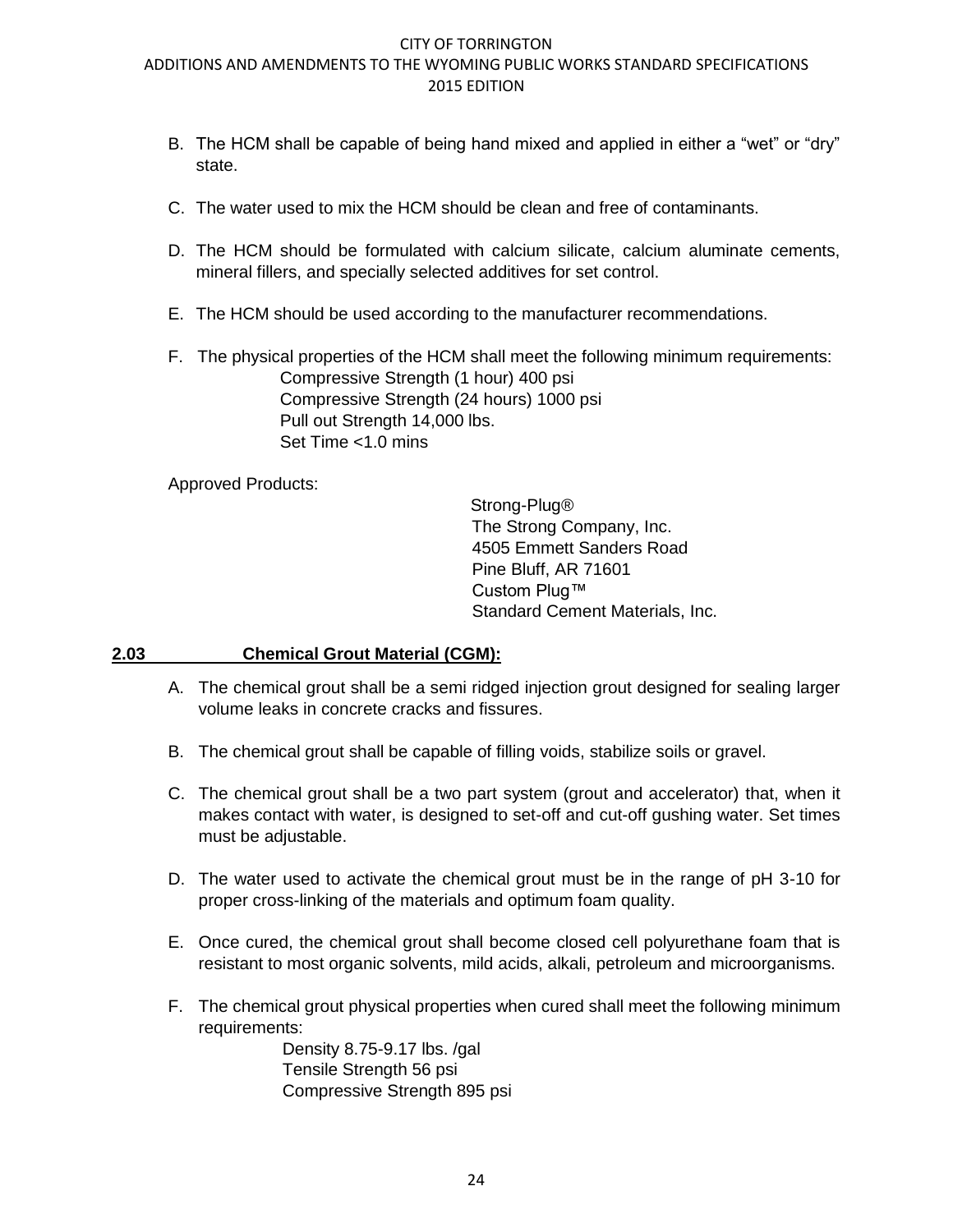B. The HCM shall be capable of being hand mixed and applied in either a "wet" or "dry" state.

C. The water used to mix the HCM should be clean and free of contaminants.

D. The HCM should be formulated with calcium silicate, calcium aluminate cements, mineral fillers, and specially selected additives for set control.

E. The HCM should be used according to the manufacturer recommendations.

F. The physical properties of the HCM shall meet the following minimum requirements:
   Compressive Strength (1 hour) 400 psi
   Compressive Strength (24 hours) 1000 psi
   Pull out Strength 14,000 lbs.
   Set Time <1.0 mins

Approved Products:

Strong-Plug®
The Strong Company, Inc.
4505 Emmett Sanders Road
Pine Bluff, AR 71601
Custom Plug™
Standard Cement Materials, Inc.

## 2.03 Chemical Grout Material (CGM):

A. The chemical grout shall be a semi ridged injection grout designed for sealing larger volume leaks in concrete cracks and fissures.

B. The chemical grout shall be capable of filling voids, stabilize soils or gravel.

C. The chemical grout shall be a two part system (grout and accelerator) that, when it makes contact with water, is designed to set-off and cut-off gushing water. Set times must be adjustable.

D. The water used to activate the chemical grout must be in the range of pH 3-10 for proper cross-linking of the materials and optimum foam quality.

E. Once cured, the chemical grout shall become closed cell polyurethane foam that is resistant to most organic solvents, mild acids, alkali, petroleum and microorganisms.

F. The chemical grout physical properties when cured shall meet the following minimum requirements:
   Density 8.75-9.17 lbs. /gal
   Tensile Strength 56 psi
   Compressive Strength 895 psi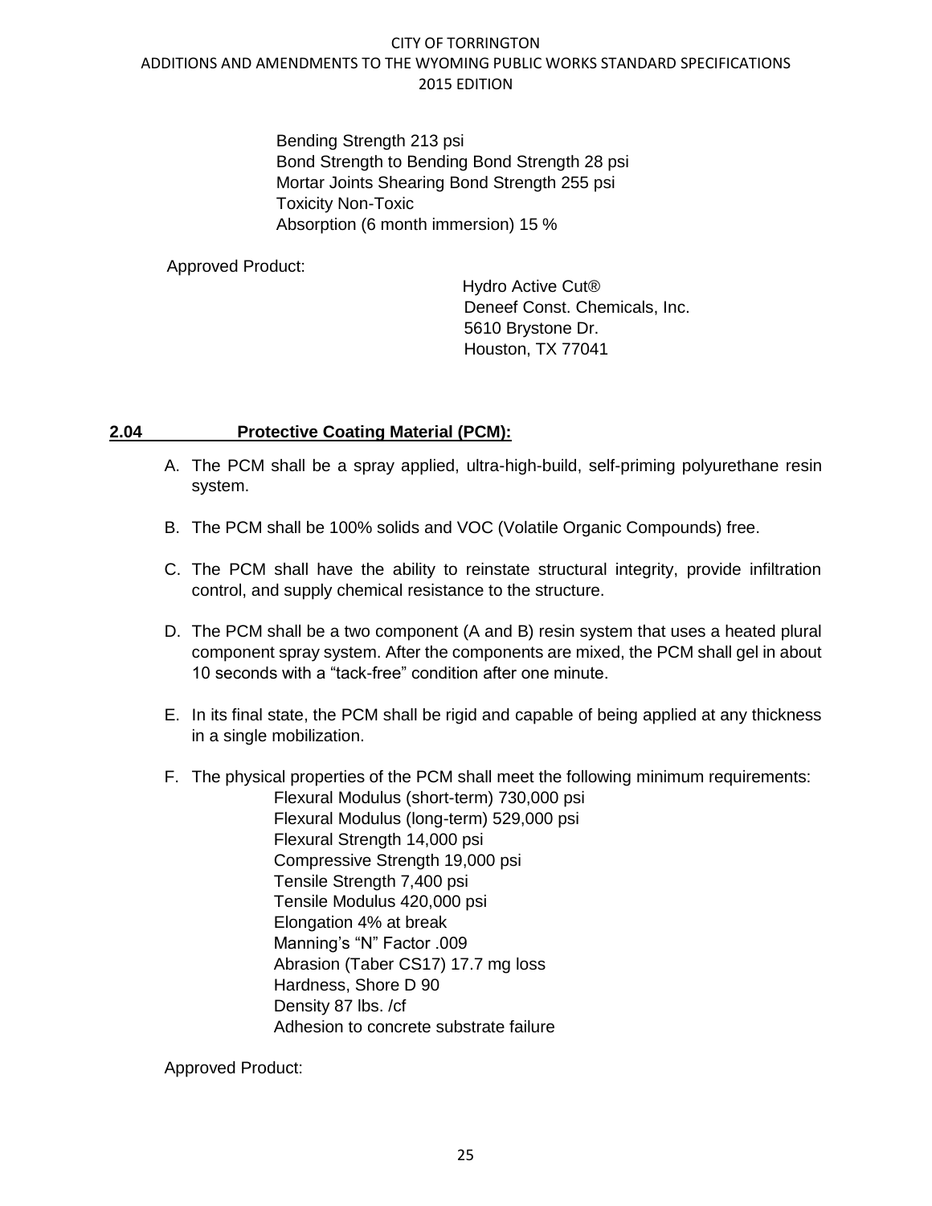Bending Strength 213 psi
Bond Strength to Bending Bond Strength 28 psi
Mortar Joints Shearing Bond Strength 255 psi
Toxicity Non-Toxic
Absorption (6 month immersion) 15 %

Approved Product:

Hydro Active Cut®
Deneef Const. Chemicals, Inc.
5610 Brystone Dr.
Houston, TX 77041

## 2.04 Protective Coating Material (PCM):

A. The PCM shall be a spray applied, ultra-high-build, self-priming polyurethane resin system.

B. The PCM shall be 100% solids and VOC (Volatile Organic Compounds) free.

C. The PCM shall have the ability to reinstate structural integrity, provide infiltration control, and supply chemical resistance to the structure.

D. The PCM shall be a two component (A and B) resin system that uses a heated plural component spray system. After the components are mixed, the PCM shall gel in about 10 seconds with a "tack-free" condition after one minute.

E. In its final state, the PCM shall be rigid and capable of being applied at any thickness in a single mobilization.

F. The physical properties of the PCM shall meet the following minimum requirements:

Flexural Modulus (short-term) 730,000 psi
Flexural Modulus (long-term) 529,000 psi
Flexural Strength 14,000 psi
Compressive Strength 19,000 psi
Tensile Strength 7,400 psi
Tensile Modulus 420,000 psi
Elongation 4% at break
Manning's "N" Factor .009
Abrasion (Taber CS17) 17.7 mg loss
Hardness, Shore D 90
Density 87 lbs. /cf
Adhesion to concrete substrate failure

Approved Product: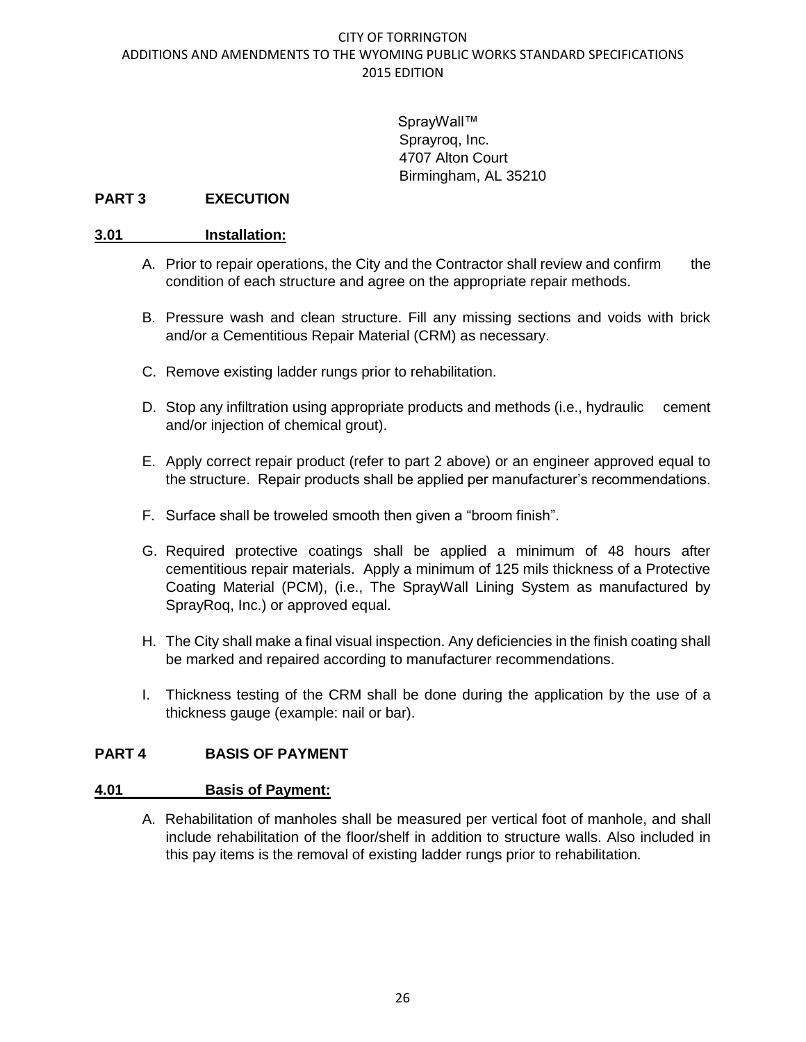SprayWall™
Sprayroq, Inc.
4707 Alton Court
Birmingham, AL 35210

## PART 3 EXECUTION

### 3.01 Installation:

A. Prior to repair operations, the City and the Contractor shall review and confirm the condition of each structure and agree on the appropriate repair methods.

B. Pressure wash and clean structure. Fill any missing sections and voids with brick and/or a Cementitious Repair Material (CRM) as necessary.

C. Remove existing ladder rungs prior to rehabilitation.

D. Stop any infiltration using appropriate products and methods (i.e., hydraulic cement and/or injection of chemical grout).

E. Apply correct repair product (refer to part 2 above) or an engineer approved equal to the structure. Repair products shall be applied per manufacturer's recommendations.

F. Surface shall be troweled smooth then given a "broom finish".

G. Required protective coatings shall be applied a minimum of 48 hours after cementitious repair materials. Apply a minimum of 125 mils thickness of a Protective Coating Material (PCM), (i.e., The SprayWall Lining System as manufactured by SprayRoq, Inc.) or approved equal.

H. The City shall make a final visual inspection. Any deficiencies in the finish coating shall be marked and repaired according to manufacturer recommendations.

I. Thickness testing of the CRM shall be done during the application by the use of a thickness gauge (example: nail or bar).

## PART 4 BASIS OF PAYMENT

### 4.01 Basis of Payment:

A. Rehabilitation of manholes shall be measured per vertical foot of manhole, and shall include rehabilitation of the floor/shelf in addition to structure walls. Also included in this pay items is the removal of existing ladder rungs prior to rehabilitation.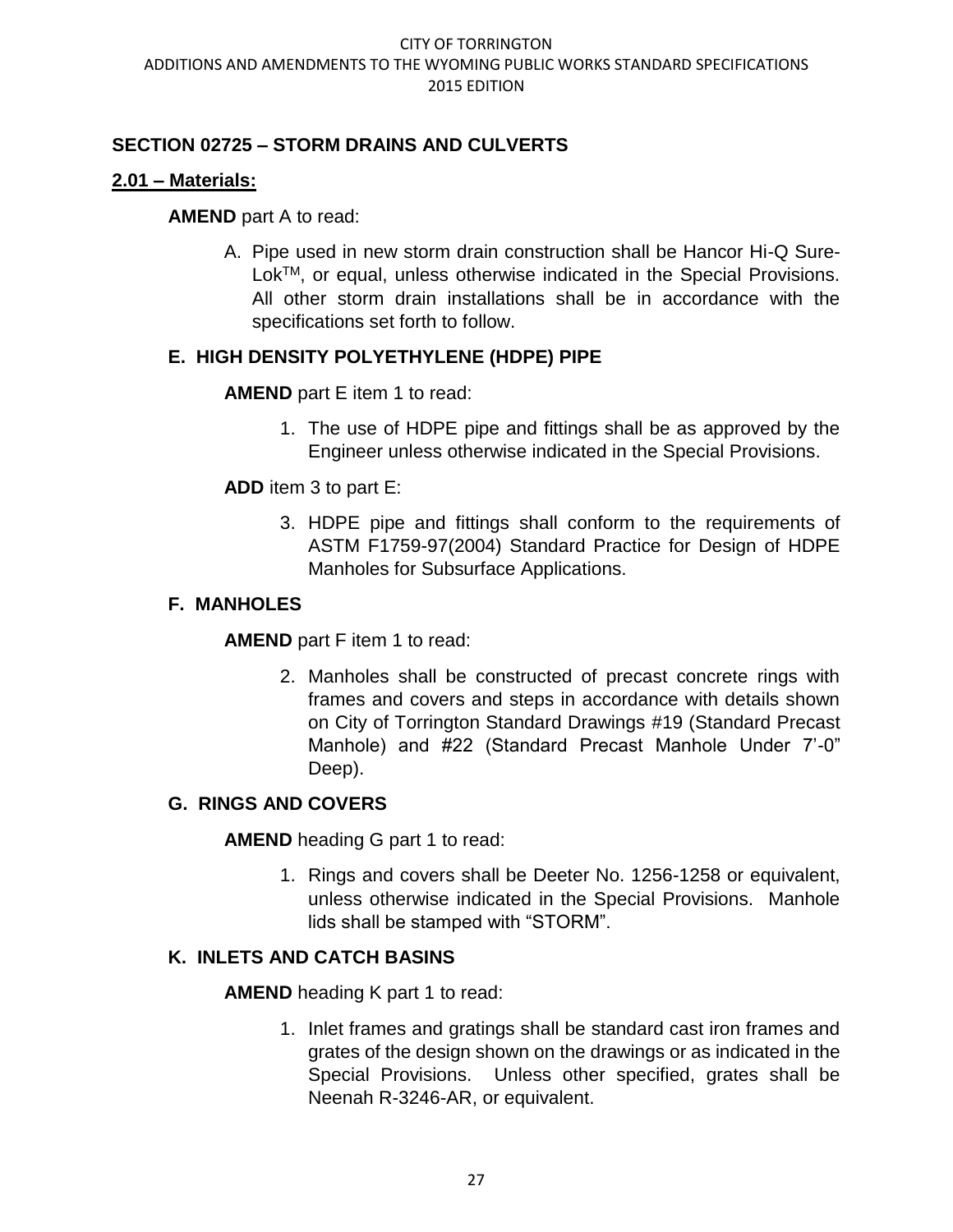## SECTION 02725 – STORM DRAINS AND CULVERTS

### 2.01 – Materials:

**AMEND** part A to read:

A. Pipe used in new storm drain construction shall be Hancor Hi-Q Sure-Lok^TM, or equal, unless otherwise indicated in the Special Provisions. All other storm drain installations shall be in accordance with the specifications set forth to follow.

### E. HIGH DENSITY POLYETHYLENE (HDPE) PIPE

**AMEND** part E item 1 to read:

1. The use of HDPE pipe and fittings shall be as approved by the Engineer unless otherwise indicated in the Special Provisions.

**ADD** item 3 to part E:

3. HDPE pipe and fittings shall conform to the requirements of ASTM F1759-97(2004) Standard Practice for Design of HDPE Manholes for Subsurface Applications.

### F. MANHOLES

**AMEND** part F item 1 to read:

2. Manholes shall be constructed of precast concrete rings with frames and covers and steps in accordance with details shown on City of Torrington Standard Drawings #19 (Standard Precast Manhole) and #22 (Standard Precast Manhole Under 7'-0" Deep).

### G. RINGS AND COVERS

**AMEND** heading G part 1 to read:

1. Rings and covers shall be Deeter No. 1256-1258 or equivalent, unless otherwise indicated in the Special Provisions. Manhole lids shall be stamped with "STORM".

### K. INLETS AND CATCH BASINS

**AMEND** heading K part 1 to read:

1. Inlet frames and gratings shall be standard cast iron frames and grates of the design shown on the drawings or as indicated in the Special Provisions. Unless other specified, grates shall be Neenah R-3246-AR, or equivalent.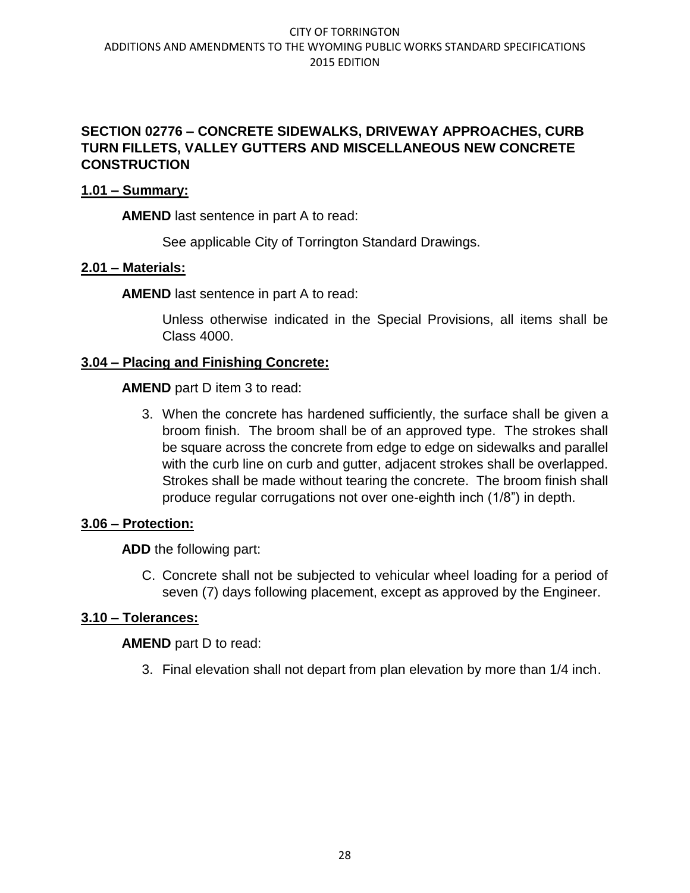## SECTION 02776 – CONCRETE SIDEWALKS, DRIVEWAY APPROACHES, CURB TURN FILLETS, VALLEY GUTTERS AND MISCELLANEOUS NEW CONCRETE CONSTRUCTION

### 1.01 – Summary:

**AMEND** last sentence in part A to read:

See applicable City of Torrington Standard Drawings.

### 2.01 – Materials:

**AMEND** last sentence in part A to read:

Unless otherwise indicated in the Special Provisions, all items shall be Class 4000.

### 3.04 – Placing and Finishing Concrete:

**AMEND** part D item 3 to read:

3. When the concrete has hardened sufficiently, the surface shall be given a broom finish. The broom shall be of an approved type. The strokes shall be square across the concrete from edge to edge on sidewalks and parallel with the curb line on curb and gutter, adjacent strokes shall be overlapped. Strokes shall be made without tearing the concrete. The broom finish shall produce regular corrugations not over one-eighth inch (1/8") in depth.

### 3.06 – Protection:

**ADD** the following part:

C. Concrete shall not be subjected to vehicular wheel loading for a period of seven (7) days following placement, except as approved by the Engineer.

### 3.10 – Tolerances:

**AMEND** part D to read:

3. Final elevation shall not depart from plan elevation by more than 1/4 inch.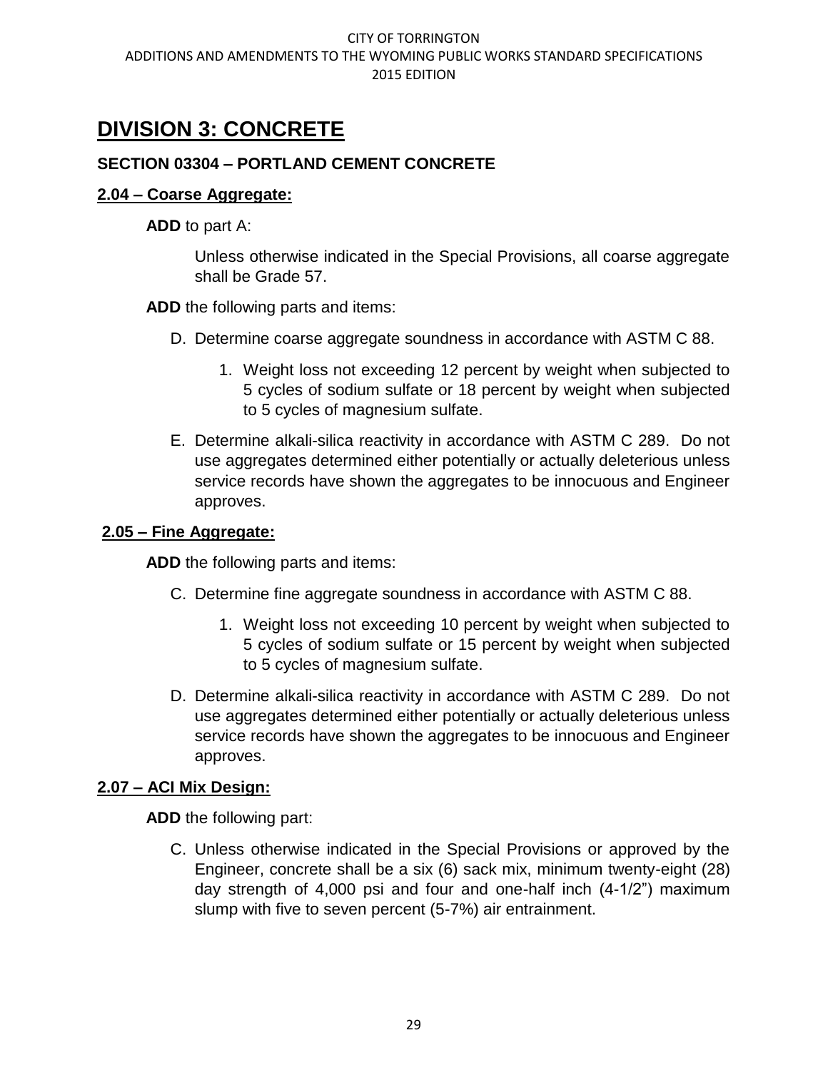# DIVISION 3: CONCRETE

## SECTION 03304 – PORTLAND CEMENT CONCRETE

### 2.04 – Coarse Aggregate:

**ADD** to part A:

Unless otherwise indicated in the Special Provisions, all coarse aggregate shall be Grade 57.

**ADD** the following parts and items:

D. Determine coarse aggregate soundness in accordance with ASTM C 88.

1. Weight loss not exceeding 12 percent by weight when subjected to 5 cycles of sodium sulfate or 18 percent by weight when subjected to 5 cycles of magnesium sulfate.

E. Determine alkali-silica reactivity in accordance with ASTM C 289. Do not use aggregates determined either potentially or actually deleterious unless service records have shown the aggregates to be innocuous and Engineer approves.

### 2.05 – Fine Aggregate:

**ADD** the following parts and items:

C. Determine fine aggregate soundness in accordance with ASTM C 88.

1. Weight loss not exceeding 10 percent by weight when subjected to 5 cycles of sodium sulfate or 15 percent by weight when subjected to 5 cycles of magnesium sulfate.

D. Determine alkali-silica reactivity in accordance with ASTM C 289. Do not use aggregates determined either potentially or actually deleterious unless service records have shown the aggregates to be innocuous and Engineer approves.

### 2.07 – ACI Mix Design:

**ADD** the following part:

C. Unless otherwise indicated in the Special Provisions or approved by the Engineer, concrete shall be a six (6) sack mix, minimum twenty-eight (28) day strength of 4,000 psi and four and one-half inch (4-1/2") maximum slump with five to seven percent (5-7%) air entrainment.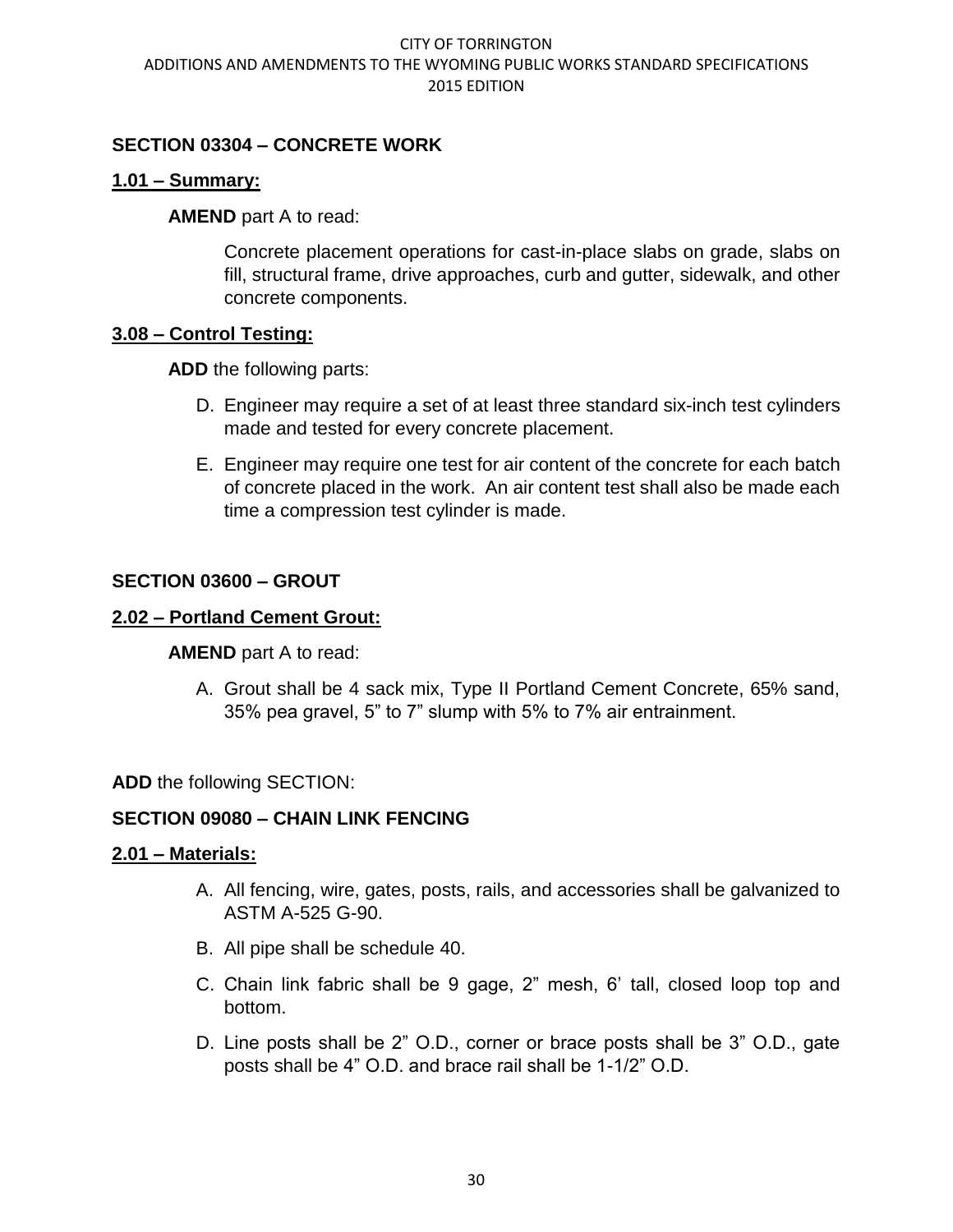## SECTION 03304 – CONCRETE WORK

### 1.01 – Summary:

**AMEND** part A to read:

Concrete placement operations for cast-in-place slabs on grade, slabs on fill, structural frame, drive approaches, curb and gutter, sidewalk, and other concrete components.

### 3.08 – Control Testing:

**ADD** the following parts:

D. Engineer may require a set of at least three standard six-inch test cylinders made and tested for every concrete placement.

E. Engineer may require one test for air content of the concrete for each batch of concrete placed in the work. An air content test shall also be made each time a compression test cylinder is made.

## SECTION 03600 – GROUT

### 2.02 – Portland Cement Grout:

**AMEND** part A to read:

A. Grout shall be 4 sack mix, Type II Portland Cement Concrete, 65% sand, 35% pea gravel, 5" to 7" slump with 5% to 7% air entrainment.

**ADD** the following SECTION:

## SECTION 09080 – CHAIN LINK FENCING

### 2.01 – Materials:

A. All fencing, wire, gates, posts, rails, and accessories shall be galvanized to ASTM A-525 G-90.

B. All pipe shall be schedule 40.

C. Chain link fabric shall be 9 gage, 2" mesh, 6' tall, closed loop top and bottom.

D. Line posts shall be 2" O.D., corner or brace posts shall be 3" O.D., gate posts shall be 4" O.D. and brace rail shall be 1-1/2" O.D.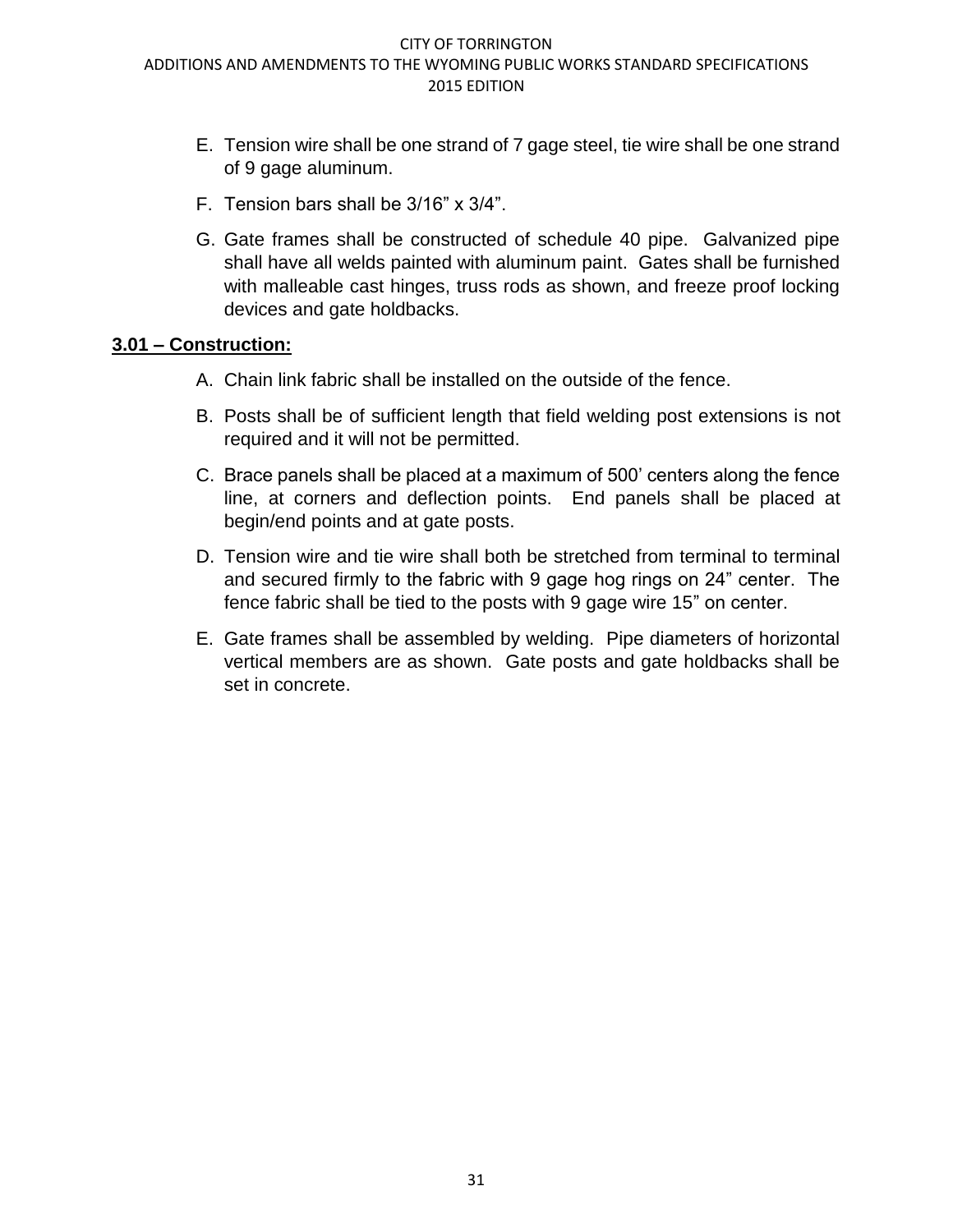E. Tension wire shall be one strand of 7 gage steel, tie wire shall be one strand of 9 gage aluminum.

F. Tension bars shall be 3/16" x 3/4".

G. Gate frames shall be constructed of schedule 40 pipe. Galvanized pipe shall have all welds painted with aluminum paint. Gates shall be furnished with malleable cast hinges, truss rods as shown, and freeze proof locking devices and gate holdbacks.

## 3.01 – Construction:

A. Chain link fabric shall be installed on the outside of the fence.

B. Posts shall be of sufficient length that field welding post extensions is not required and it will not be permitted.

C. Brace panels shall be placed at a maximum of 500' centers along the fence line, at corners and deflection points. End panels shall be placed at begin/end points and at gate posts.

D. Tension wire and tie wire shall both be stretched from terminal to terminal and secured firmly to the fabric with 9 gage hog rings on 24" center. The fence fabric shall be tied to the posts with 9 gage wire 15" on center.

E. Gate frames shall be assembled by welding. Pipe diameters of horizontal vertical members are as shown. Gate posts and gate holdbacks shall be set in concrete.